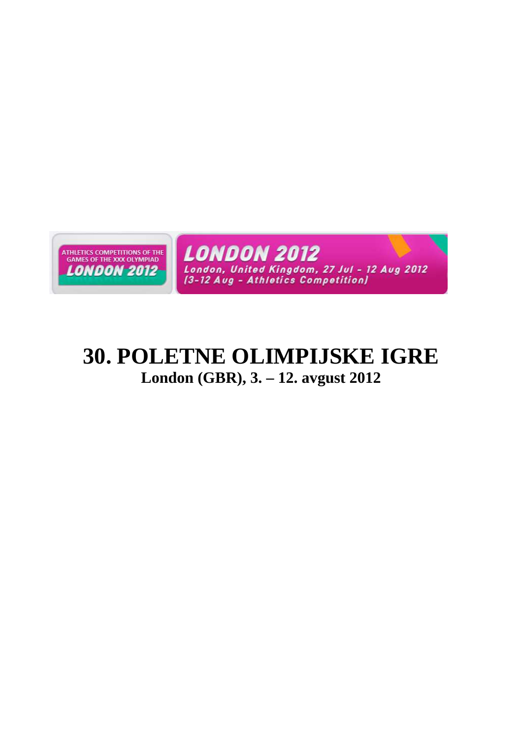ATHLETICS COMPETITIONS OF THE GAMES OF THE XXX OLYMPIAD LONDON 2012

LONDON 2012
London, United Kingdom, 27 Jul - 12 Aug 2012
(3-12 Aug - Athletics Competition)

# 30. POLETNE OLIMPIJSKE IGRE

## London (GBR), 3. – 12. avgust 2012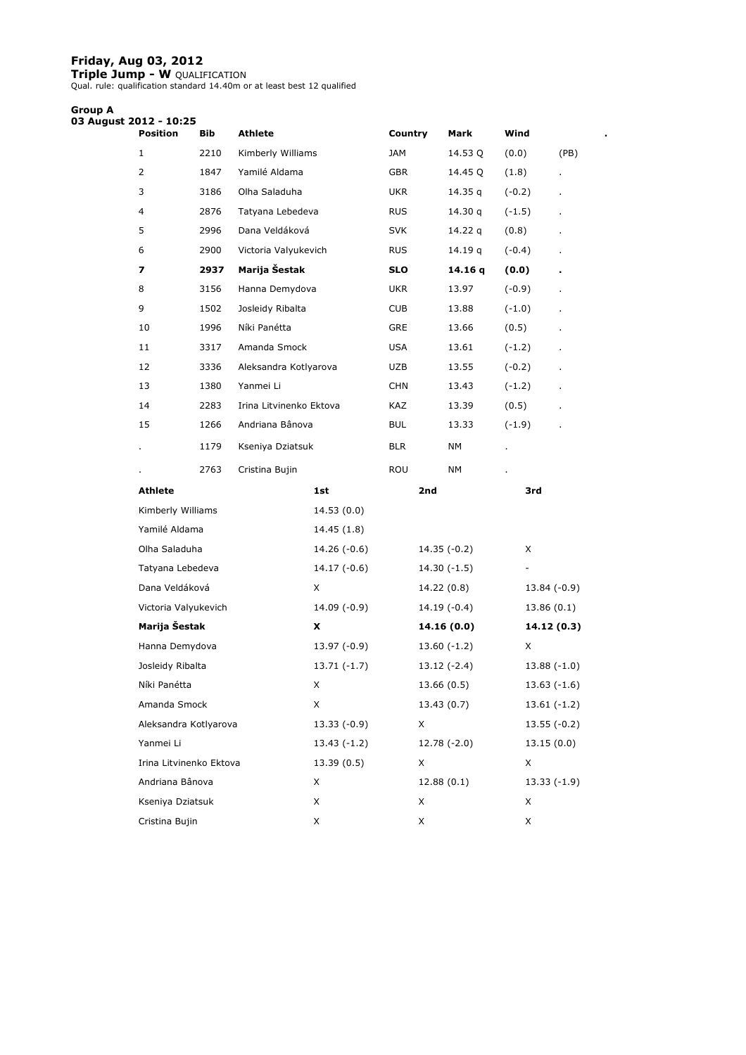**Friday, Aug 03, 2012**

**Triple Jump - W** QUALIFICATION

Qual. rule: qualification standard 14.40m or at least best 12 qualified

**Group A**

**03 August 2012 - 10:25**

| Position | Bib | Athlete | Country | Mark | Wind | . |
|---|---|---|---|---|---|---|
| 1 | 2210 | Kimberly Williams | JAM | 14.53 Q | (0.0) | (PB) |
| 2 | 1847 | Yamilé Aldama | GBR | 14.45 Q | (1.8) | . |
| 3 | 3186 | Olha Saladuha | UKR | 14.35 q | (-0.2) | . |
| 4 | 2876 | Tatyana Lebedeva | RUS | 14.30 q | (-1.5) | . |
| 5 | 2996 | Dana Veldáková | SVK | 14.22 q | (0.8) | . |
| 6 | 2900 | Victoria Valyukevich | RUS | 14.19 q | (-0.4) | . |
| **7** | **2937** | **Marija Šestak** | **SLO** | **14.16 q** | **(0.0)** | **.** |
| 8 | 3156 | Hanna Demydova | UKR | 13.97 | (-0.9) | . |
| 9 | 1502 | Josleidy Ribalta | CUB | 13.88 | (-1.0) | . |
| 10 | 1996 | Níki Panétta | GRE | 13.66 | (0.5) | . |
| 11 | 3317 | Amanda Smock | USA | 13.61 | (-1.2) | . |
| 12 | 3336 | Aleksandra Kotlyarova | UZB | 13.55 | (-0.2) | . |
| 13 | 1380 | Yanmei Li | CHN | 13.43 | (-1.2) | . |
| 14 | 2283 | Irina Litvinenko Ektova | KAZ | 13.39 | (0.5) | . |
| 15 | 1266 | Andriana Bânova | BUL | 13.33 | (-1.9) | . |
| . | 1179 | Kseniya Dziatsuk | BLR | NM | . | |
| . | 2763 | Cristina Bujin | ROU | NM | . | |

| Athlete | 1st | 2nd | 3rd |
|---|---|---|---|
| Kimberly Williams | 14.53 (0.0) | | |
| Yamilé Aldama | 14.45 (1.8) | | |
| Olha Saladuha | 14.26 (-0.6) | 14.35 (-0.2) | X |
| Tatyana Lebedeva | 14.17 (-0.6) | 14.30 (-1.5) | - |
| Dana Veldáková | X | 14.22 (0.8) | 13.84 (-0.9) |
| Victoria Valyukevich | 14.09 (-0.9) | 14.19 (-0.4) | 13.86 (0.1) |
| **Marija Šestak** | **X** | **14.16 (0.0)** | **14.12 (0.3)** |
| Hanna Demydova | 13.97 (-0.9) | 13.60 (-1.2) | X |
| Josleidy Ribalta | 13.71 (-1.7) | 13.12 (-2.4) | 13.88 (-1.0) |
| Níki Panétta | X | 13.66 (0.5) | 13.63 (-1.6) |
| Amanda Smock | X | 13.43 (0.7) | 13.61 (-1.2) |
| Aleksandra Kotlyarova | 13.33 (-0.9) | X | 13.55 (-0.2) |
| Yanmei Li | 13.43 (-1.2) | 12.78 (-2.0) | 13.15 (0.0) |
| Irina Litvinenko Ektova | 13.39 (0.5) | X | X |
| Andriana Bânova | X | 12.88 (0.1) | 13.33 (-1.9) |
| Kseniya Dziatsuk | X | X | X |
| Cristina Bujin | X | X | X |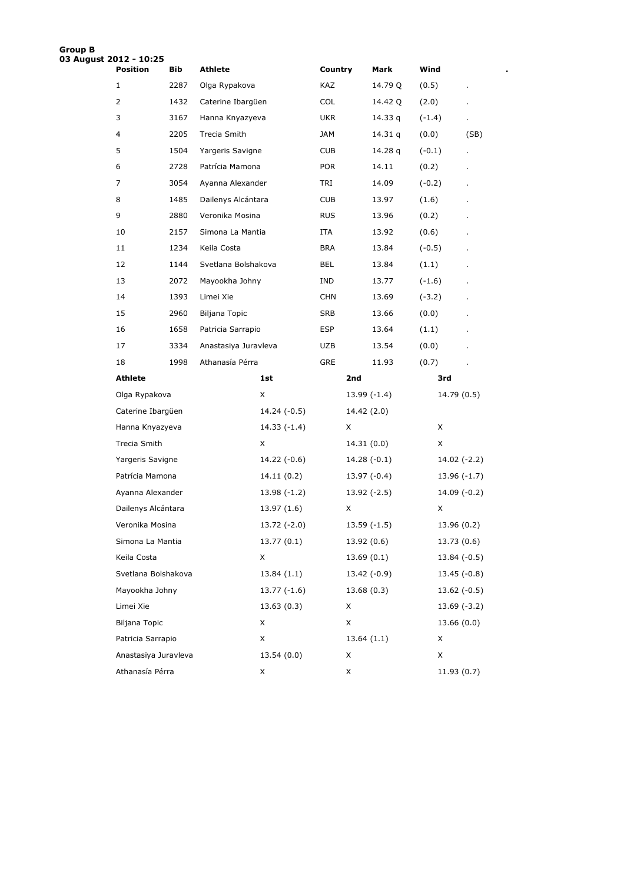**Group B**
**03 August 2012 - 10:25**

| Position | Bib | Athlete | Country | Mark | Wind | . |
|---|---|---|---|---|---|---|
| 1 | 2287 | Olga Rypakova | KAZ | 14.79 Q | (0.5) | . |
| 2 | 1432 | Caterine Ibargüen | COL | 14.42 Q | (2.0) | . |
| 3 | 3167 | Hanna Knyazyeva | UKR | 14.33 q | (-1.4) | . |
| 4 | 2205 | Trecia Smith | JAM | 14.31 q | (0.0) | (SB) |
| 5 | 1504 | Yargeris Savigne | CUB | 14.28 q | (-0.1) | . |
| 6 | 2728 | Patrícia Mamona | POR | 14.11 | (0.2) | . |
| 7 | 3054 | Ayanna Alexander | TRI | 14.09 | (-0.2) | . |
| 8 | 1485 | Dailenys Alcántara | CUB | 13.97 | (1.6) | . |
| 9 | 2880 | Veronika Mosina | RUS | 13.96 | (0.2) | . |
| 10 | 2157 | Simona La Mantia | ITA | 13.92 | (0.6) | . |
| 11 | 1234 | Keila Costa | BRA | 13.84 | (-0.5) | . |
| 12 | 1144 | Svetlana Bolshakova | BEL | 13.84 | (1.1) | . |
| 13 | 2072 | Mayookha Johny | IND | 13.77 | (-1.6) | . |
| 14 | 1393 | Limei Xie | CHN | 13.69 | (-3.2) | . |
| 15 | 2960 | Biljana Topic | SRB | 13.66 | (0.0) | . |
| 16 | 1658 | Patricia Sarrapio | ESP | 13.64 | (1.1) | . |
| 17 | 3334 | Anastasiya Juravleva | UZB | 13.54 | (0.0) | . |
| 18 | 1998 | Athanasía Pérra | GRE | 11.93 | (0.7) | . |

| Athlete | 1st | 2nd | 3rd |
|---|---|---|---|
| Olga Rypakova | X | 13.99 (-1.4) | 14.79 (0.5) |
| Caterine Ibargüen | 14.24 (-0.5) | 14.42 (2.0) | |
| Hanna Knyazyeva | 14.33 (-1.4) | X | X |
| Trecia Smith | X | 14.31 (0.0) | X |
| Yargeris Savigne | 14.22 (-0.6) | 14.28 (-0.1) | 14.02 (-2.2) |
| Patrícia Mamona | 14.11 (0.2) | 13.97 (-0.4) | 13.96 (-1.7) |
| Ayanna Alexander | 13.98 (-1.2) | 13.92 (-2.5) | 14.09 (-0.2) |
| Dailenys Alcántara | 13.97 (1.6) | X | X |
| Veronika Mosina | 13.72 (-2.0) | 13.59 (-1.5) | 13.96 (0.2) |
| Simona La Mantia | 13.77 (0.1) | 13.92 (0.6) | 13.73 (0.6) |
| Keila Costa | X | 13.69 (0.1) | 13.84 (-0.5) |
| Svetlana Bolshakova | 13.84 (1.1) | 13.42 (-0.9) | 13.45 (-0.8) |
| Mayookha Johny | 13.77 (-1.6) | 13.68 (0.3) | 13.62 (-0.5) |
| Limei Xie | 13.63 (0.3) | X | 13.69 (-3.2) |
| Biljana Topic | X | X | 13.66 (0.0) |
| Patricia Sarrapio | X | 13.64 (1.1) | X |
| Anastasiya Juravleva | 13.54 (0.0) | X | X |
| Athanasía Pérra | X | X | 11.93 (0.7) |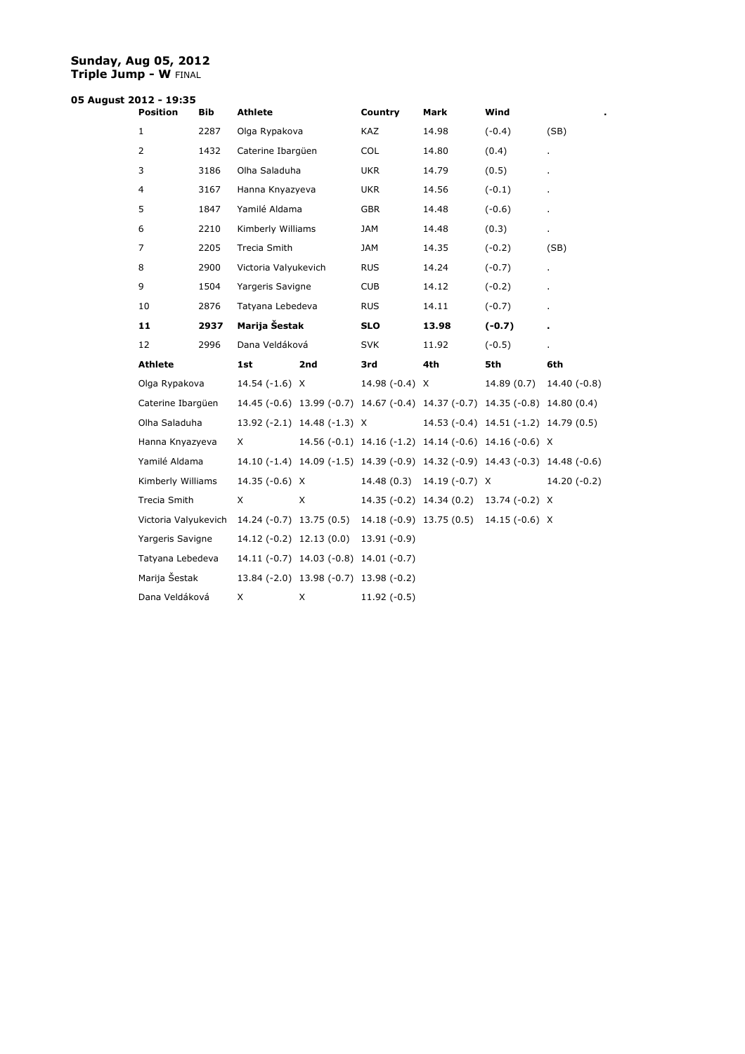**Sunday, Aug 05, 2012**
**Triple Jump - W** FINAL

**05 August 2012 - 19:35**

| Position | Bib | Athlete | Country | Mark | Wind | . |
|---|---|---|---|---|---|---|
| 1 | 2287 | Olga Rypakova | KAZ | 14.98 | (-0.4) | (SB) |
| 2 | 1432 | Caterine Ibargüen | COL | 14.80 | (0.4) | . |
| 3 | 3186 | Olha Saladuha | UKR | 14.79 | (0.5) | . |
| 4 | 3167 | Hanna Knyazyeva | UKR | 14.56 | (-0.1) | . |
| 5 | 1847 | Yamilé Aldama | GBR | 14.48 | (-0.6) | . |
| 6 | 2210 | Kimberly Williams | JAM | 14.48 | (0.3) | . |
| 7 | 2205 | Trecia Smith | JAM | 14.35 | (-0.2) | (SB) |
| 8 | 2900 | Victoria Valyukevich | RUS | 14.24 | (-0.7) | . |
| 9 | 1504 | Yargeris Savigne | CUB | 14.12 | (-0.2) | . |
| 10 | 2876 | Tatyana Lebedeva | RUS | 14.11 | (-0.7) | . |
| **11** | **2937** | **Marija Šestak** | **SLO** | **13.98** | **(-0.7)** | **.** |
| 12 | 2996 | Dana Veldáková | SVK | 11.92 | (-0.5) | . |

| Athlete | 1st | 2nd | 3rd | 4th | 5th | 6th |
|---|---|---|---|---|---|---|
| Olga Rypakova | 14.54 (-1.6) | X | 14.98 (-0.4) | X | 14.89 (0.7) | 14.40 (-0.8) |
| Caterine Ibargüen | 14.45 (-0.6) | 13.99 (-0.7) | 14.67 (-0.4) | 14.37 (-0.7) | 14.35 (-0.8) | 14.80 (0.4) |
| Olha Saladuha | 13.92 (-2.1) | 14.48 (-1.3) | X | 14.53 (-0.4) | 14.51 (-1.2) | 14.79 (0.5) |
| Hanna Knyazyeva | X | 14.56 (-0.1) | 14.16 (-1.2) | 14.14 (-0.6) | 14.16 (-0.6) | X |
| Yamilé Aldama | 14.10 (-1.4) | 14.09 (-1.5) | 14.39 (-0.9) | 14.32 (-0.9) | 14.43 (-0.3) | 14.48 (-0.6) |
| Kimberly Williams | 14.35 (-0.6) | X | 14.48 (0.3) | 14.19 (-0.7) | X | 14.20 (-0.2) |
| Trecia Smith | X | X | 14.35 (-0.2) | 14.34 (0.2) | 13.74 (-0.2) | X |
| Victoria Valyukevich | 14.24 (-0.7) | 13.75 (0.5) | 14.18 (-0.9) | 13.75 (0.5) | 14.15 (-0.6) | X |
| Yargeris Savigne | 14.12 (-0.2) | 12.13 (0.0) | 13.91 (-0.9) | | | |
| Tatyana Lebedeva | 14.11 (-0.7) | 14.03 (-0.8) | 14.01 (-0.7) | | | |
| Marija Šestak | 13.84 (-2.0) | 13.98 (-0.7) | 13.98 (-0.2) | | | |
| Dana Veldáková | X | X | 11.92 (-0.5) | | | |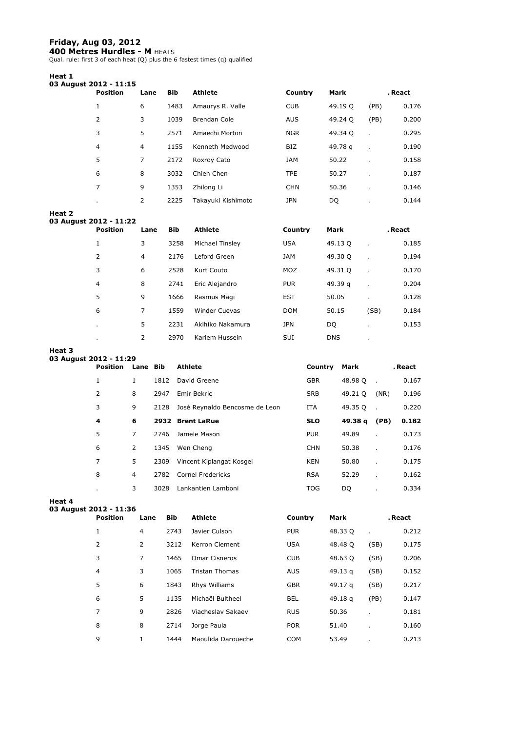**Friday, Aug 03, 2012**

**400 Metres Hurdles - M** HEATS

Qual. rule: first 3 of each heat (Q) plus the 6 fastest times (q) qualified

**Heat 1**

**03 August 2012 - 11:15**

| Position | Lane | Bib | Athlete | Country | Mark | | . React |
|---|---|---|---|---|---|---|---|
| 1 | 6 | 1483 | Amaurys R. Valle | CUB | 49.19 Q | (PB) | 0.176 |
| 2 | 3 | 1039 | Brendan Cole | AUS | 49.24 Q | (PB) | 0.200 |
| 3 | 5 | 2571 | Amaechi Morton | NGR | 49.34 Q | . | 0.295 |
| 4 | 4 | 1155 | Kenneth Medwood | BIZ | 49.78 q | . | 0.190 |
| 5 | 7 | 2172 | Roxroy Cato | JAM | 50.22 | . | 0.158 |
| 6 | 8 | 3032 | Chieh Chen | TPE | 50.27 | . | 0.187 |
| 7 | 9 | 1353 | Zhilong Li | CHN | 50.36 | . | 0.146 |
| . | 2 | 2225 | Takayuki Kishimoto | JPN | DQ | . | 0.144 |

**Heat 2**

**03 August 2012 - 11:22**

| Position | Lane | Bib | Athlete | Country | Mark | | . React |
|---|---|---|---|---|---|---|---|
| 1 | 3 | 3258 | Michael Tinsley | USA | 49.13 Q | . | 0.185 |
| 2 | 4 | 2176 | Leford Green | JAM | 49.30 Q | . | 0.194 |
| 3 | 6 | 2528 | Kurt Couto | MOZ | 49.31 Q | . | 0.170 |
| 4 | 8 | 2741 | Eric Alejandro | PUR | 49.39 q | . | 0.204 |
| 5 | 9 | 1666 | Rasmus Mägi | EST | 50.05 | . | 0.128 |
| 6 | 7 | 1559 | Winder Cuevas | DOM | 50.15 | (SB) | 0.184 |
| . | 5 | 2231 | Akihiko Nakamura | JPN | DQ | . | 0.153 |
| . | 2 | 2970 | Kariem Hussein | SUI | DNS | . | |

**Heat 3**

**03 August 2012 - 11:29**

| Position | Lane | Bib | Athlete | Country | Mark | | . React |
|---|---|---|---|---|---|---|---|
| 1 | 1 | 1812 | David Greene | GBR | 48.98 Q | . | 0.167 |
| 2 | 8 | 2947 | Emir Bekric | SRB | 49.21 Q | (NR) | 0.196 |
| 3 | 9 | 2128 | José Reynaldo Bencosme de Leon | ITA | 49.35 Q | . | 0.220 |
| **4** | **6** | **2932** | **Brent LaRue** | **SLO** | **49.38 q** | **(PB)** | **0.182** |
| 5 | 7 | 2746 | Jamele Mason | PUR | 49.89 | . | 0.173 |
| 6 | 2 | 1345 | Wen Cheng | CHN | 50.38 | . | 0.176 |
| 7 | 5 | 2309 | Vincent Kiplangat Kosgei | KEN | 50.80 | . | 0.175 |
| 8 | 4 | 2782 | Cornel Fredericks | RSA | 52.29 | . | 0.162 |
| . | 3 | 3028 | Lankantien Lamboni | TOG | DQ | . | 0.334 |

**Heat 4**

**03 August 2012 - 11:36**

| Position | Lane | Bib | Athlete | Country | Mark | | . React |
|---|---|---|---|---|---|---|---|
| 1 | 4 | 2743 | Javier Culson | PUR | 48.33 Q | . | 0.212 |
| 2 | 2 | 3212 | Kerron Clement | USA | 48.48 Q | (SB) | 0.175 |
| 3 | 7 | 1465 | Omar Cisneros | CUB | 48.63 Q | (SB) | 0.206 |
| 4 | 3 | 1065 | Tristan Thomas | AUS | 49.13 q | (SB) | 0.152 |
| 5 | 6 | 1843 | Rhys Williams | GBR | 49.17 q | (SB) | 0.217 |
| 6 | 5 | 1135 | Michaël Bultheel | BEL | 49.18 q | (PB) | 0.147 |
| 7 | 9 | 2826 | Viacheslav Sakaev | RUS | 50.36 | . | 0.181 |
| 8 | 8 | 2714 | Jorge Paula | POR | 51.40 | . | 0.160 |
| 9 | 1 | 1444 | Maoulida Daroueche | COM | 53.49 | . | 0.213 |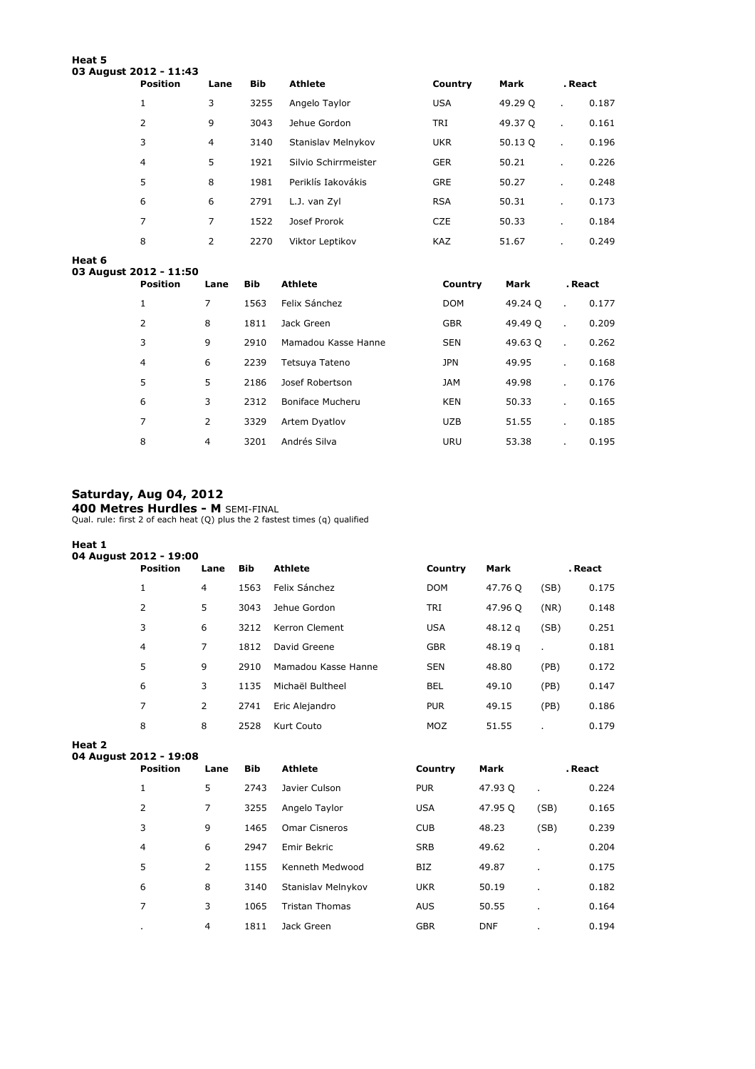**Heat 5**
**03 August 2012 - 11:43**

| Position | Lane | Bib | Athlete | Country | Mark | | . React |
|---|---|---|---|---|---|---|---|
| 1 | 3 | 3255 | Angelo Taylor | USA | 49.29 Q | . | 0.187 |
| 2 | 9 | 3043 | Jehue Gordon | TRI | 49.37 Q | . | 0.161 |
| 3 | 4 | 3140 | Stanislav Melnykov | UKR | 50.13 Q | . | 0.196 |
| 4 | 5 | 1921 | Silvio Schirrmeister | GER | 50.21 | . | 0.226 |
| 5 | 8 | 1981 | Periklís Iakovákis | GRE | 50.27 | . | 0.248 |
| 6 | 6 | 2791 | L.J. van Zyl | RSA | 50.31 | . | 0.173 |
| 7 | 7 | 1522 | Josef Prorok | CZE | 50.33 | . | 0.184 |
| 8 | 2 | 2270 | Viktor Leptikov | KAZ | 51.67 | . | 0.249 |

**Heat 6**
**03 August 2012 - 11:50**

| Position | Lane | Bib | Athlete | Country | Mark | | . React |
|---|---|---|---|---|---|---|---|
| 1 | 7 | 1563 | Felix Sánchez | DOM | 49.24 Q | . | 0.177 |
| 2 | 8 | 1811 | Jack Green | GBR | 49.49 Q | . | 0.209 |
| 3 | 9 | 2910 | Mamadou Kasse Hanne | SEN | 49.63 Q | . | 0.262 |
| 4 | 6 | 2239 | Tetsuya Tateno | JPN | 49.95 | . | 0.168 |
| 5 | 5 | 2186 | Josef Robertson | JAM | 49.98 | . | 0.176 |
| 6 | 3 | 2312 | Boniface Mucheru | KEN | 50.33 | . | 0.165 |
| 7 | 2 | 3329 | Artem Dyatlov | UZB | 51.55 | . | 0.185 |
| 8 | 4 | 3201 | Andrés Silva | URU | 53.38 | . | 0.195 |

## Saturday, Aug 04, 2012

**400 Metres Hurdles - M** SEMI-FINAL

Qual. rule: first 2 of each heat (Q) plus the 2 fastest times (q) qualified

**Heat 1**
**04 August 2012 - 19:00**

| Position | Lane | Bib | Athlete | Country | Mark | | . React |
|---|---|---|---|---|---|---|---|
| 1 | 4 | 1563 | Felix Sánchez | DOM | 47.76 Q | (SB) | 0.175 |
| 2 | 5 | 3043 | Jehue Gordon | TRI | 47.96 Q | (NR) | 0.148 |
| 3 | 6 | 3212 | Kerron Clement | USA | 48.12 q | (SB) | 0.251 |
| 4 | 7 | 1812 | David Greene | GBR | 48.19 q | . | 0.181 |
| 5 | 9 | 2910 | Mamadou Kasse Hanne | SEN | 48.80 | (PB) | 0.172 |
| 6 | 3 | 1135 | Michaël Bultheel | BEL | 49.10 | (PB) | 0.147 |
| 7 | 2 | 2741 | Eric Alejandro | PUR | 49.15 | (PB) | 0.186 |
| 8 | 8 | 2528 | Kurt Couto | MOZ | 51.55 | . | 0.179 |

**Heat 2**
**04 August 2012 - 19:08**

| Position | Lane | Bib | Athlete | Country | Mark | | . React |
|---|---|---|---|---|---|---|---|
| 1 | 5 | 2743 | Javier Culson | PUR | 47.93 Q | . | 0.224 |
| 2 | 7 | 3255 | Angelo Taylor | USA | 47.95 Q | (SB) | 0.165 |
| 3 | 9 | 1465 | Omar Cisneros | CUB | 48.23 | (SB) | 0.239 |
| 4 | 6 | 2947 | Emir Bekric | SRB | 49.62 | . | 0.204 |
| 5 | 2 | 1155 | Kenneth Medwood | BIZ | 49.87 | . | 0.175 |
| 6 | 8 | 3140 | Stanislav Melnykov | UKR | 50.19 | . | 0.182 |
| 7 | 3 | 1065 | Tristan Thomas | AUS | 50.55 | . | 0.164 |
| . | 4 | 1811 | Jack Green | GBR | DNF | . | 0.194 |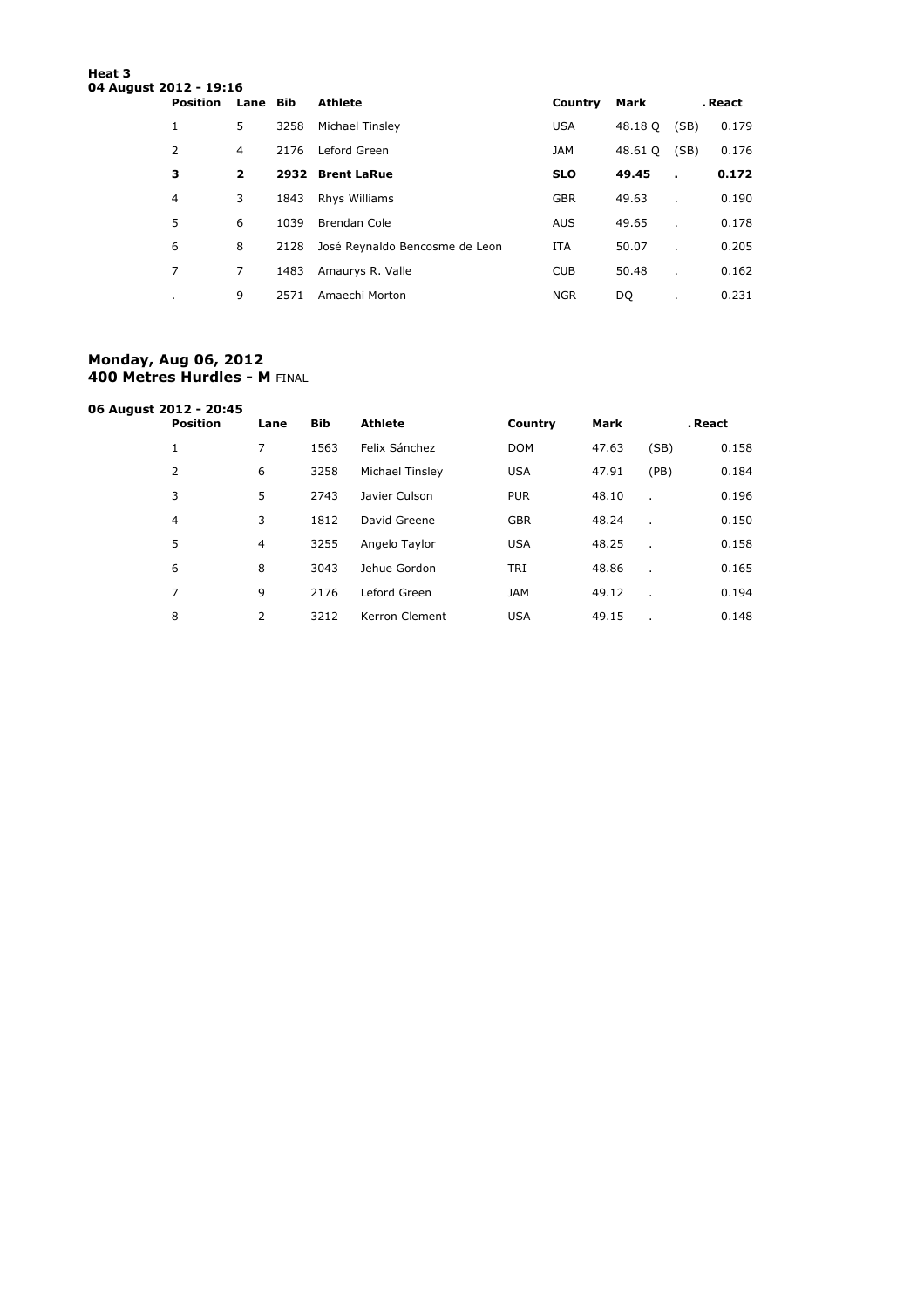**Heat 3**
**04 August 2012 - 19:16**

| Position | Lane | Bib | Athlete | Country | Mark | | . React |
|---|---|---|---|---|---|---|---|
| 1 | 5 | 3258 | Michael Tinsley | USA | 48.18 Q | (SB) | 0.179 |
| 2 | 4 | 2176 | Leford Green | JAM | 48.61 Q | (SB) | 0.176 |
| **3** | **2** | **2932** | **Brent LaRue** | **SLO** | **49.45** | **.** | **0.172** |
| 4 | 3 | 1843 | Rhys Williams | GBR | 49.63 | . | 0.190 |
| 5 | 6 | 1039 | Brendan Cole | AUS | 49.65 | . | 0.178 |
| 6 | 8 | 2128 | José Reynaldo Bencosme de Leon | ITA | 50.07 | . | 0.205 |
| 7 | 7 | 1483 | Amaurys R. Valle | CUB | 50.48 | . | 0.162 |
| . | 9 | 2571 | Amaechi Morton | NGR | DQ | . | 0.231 |

## Monday, Aug 06, 2012
## 400 Metres Hurdles - M FINAL

**06 August 2012 - 20:45**

| Position | Lane | Bib | Athlete | Country | Mark | | . React |
|---|---|---|---|---|---|---|---|
| 1 | 7 | 1563 | Felix Sánchez | DOM | 47.63 | (SB) | 0.158 |
| 2 | 6 | 3258 | Michael Tinsley | USA | 47.91 | (PB) | 0.184 |
| 3 | 5 | 2743 | Javier Culson | PUR | 48.10 | . | 0.196 |
| 4 | 3 | 1812 | David Greene | GBR | 48.24 | . | 0.150 |
| 5 | 4 | 3255 | Angelo Taylor | USA | 48.25 | . | 0.158 |
| 6 | 8 | 3043 | Jehue Gordon | TRI | 48.86 | . | 0.165 |
| 7 | 9 | 2176 | Leford Green | JAM | 49.12 | . | 0.194 |
| 8 | 2 | 3212 | Kerron Clement | USA | 49.15 | . | 0.148 |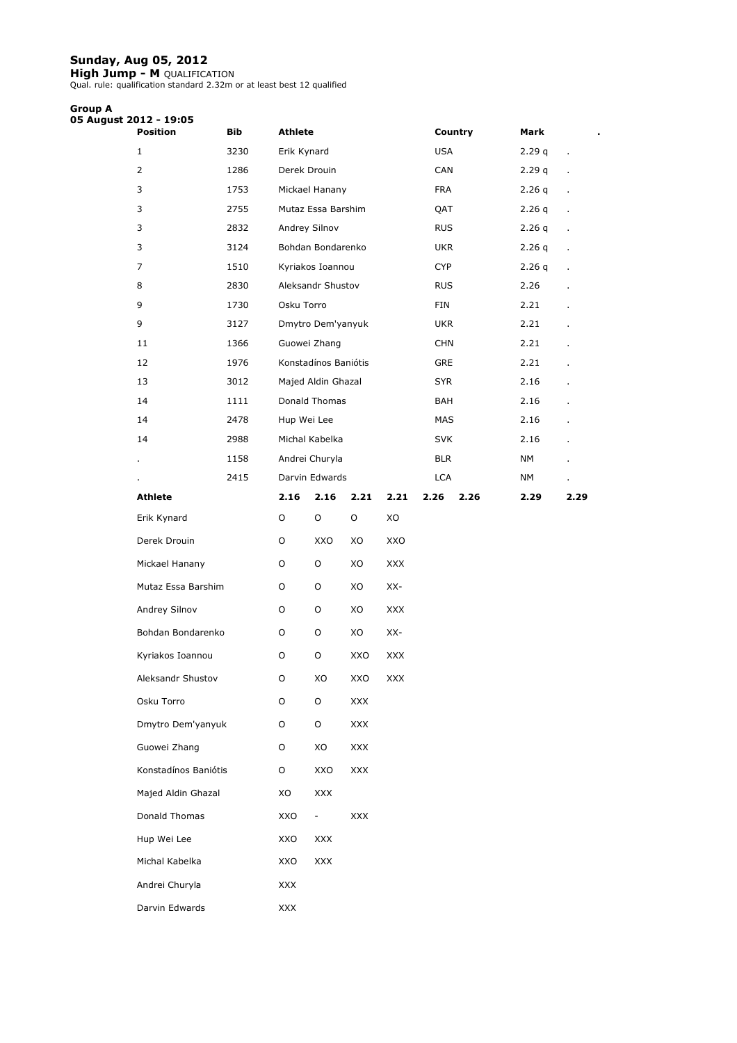**Sunday, Aug 05, 2012**

**High Jump - M** QUALIFICATION

Qual. rule: qualification standard 2.32m or at least best 12 qualified

**Group A**

**05 August 2012 - 19:05**

| Position | Bib | Athlete | Country | Mark | . |
|---|---|---|---|---|---|
| 1 | 3230 | Erik Kynard | USA | 2.29 q | . |
| 2 | 1286 | Derek Drouin | CAN | 2.29 q | . |
| 3 | 1753 | Mickael Hanany | FRA | 2.26 q | . |
| 3 | 2755 | Mutaz Essa Barshim | QAT | 2.26 q | . |
| 3 | 2832 | Andrey Silnov | RUS | 2.26 q | . |
| 3 | 3124 | Bohdan Bondarenko | UKR | 2.26 q | . |
| 7 | 1510 | Kyriakos Ioannou | CYP | 2.26 q | . |
| 8 | 2830 | Aleksandr Shustov | RUS | 2.26 | . |
| 9 | 1730 | Osku Torro | FIN | 2.21 | . |
| 9 | 3127 | Dmytro Dem'yanyuk | UKR | 2.21 | . |
| 11 | 1366 | Guowei Zhang | CHN | 2.21 | . |
| 12 | 1976 | Konstadínos Baniótis | GRE | 2.21 | . |
| 13 | 3012 | Majed Aldin Ghazal | SYR | 2.16 | . |
| 14 | 1111 | Donald Thomas | BAH | 2.16 | . |
| 14 | 2478 | Hup Wei Lee | MAS | 2.16 | . |
| 14 | 2988 | Michal Kabelka | SVK | 2.16 | . |
| . | 1158 | Andrei Churyla | BLR | NM | . |
| . | 2415 | Darvin Edwards | LCA | NM | . |

| Athlete | 2.16 | 2.16 | 2.21 | 2.21 | 2.26 | 2.26 | 2.29 | 2.29 |
|---|---|---|---|---|---|---|---|---|
| Erik Kynard | O | O | O | XO | | | | |
| Derek Drouin | O | XXO | XO | XXO | | | | |
| Mickael Hanany | O | O | XO | XXX | | | | |
| Mutaz Essa Barshim | O | O | XO | XX- | | | | |
| Andrey Silnov | O | O | XO | XXX | | | | |
| Bohdan Bondarenko | O | O | XO | XX- | | | | |
| Kyriakos Ioannou | O | O | XXO | XXX | | | | |
| Aleksandr Shustov | O | XO | XXO | XXX | | | | |
| Osku Torro | O | O | XXX | | | | | |
| Dmytro Dem'yanyuk | O | O | XXX | | | | | |
| Guowei Zhang | O | XO | XXX | | | | | |
| Konstadínos Baniótis | O | XXO | XXX | | | | | |
| Majed Aldin Ghazal | XO | XXX | | | | | | |
| Donald Thomas | XXO | - | XXX | | | | | |
| Hup Wei Lee | XXO | XXX | | | | | | |
| Michal Kabelka | XXO | XXX | | | | | | |
| Andrei Churyla | XXX | | | | | | | |
| Darvin Edwards | XXX | | | | | | | |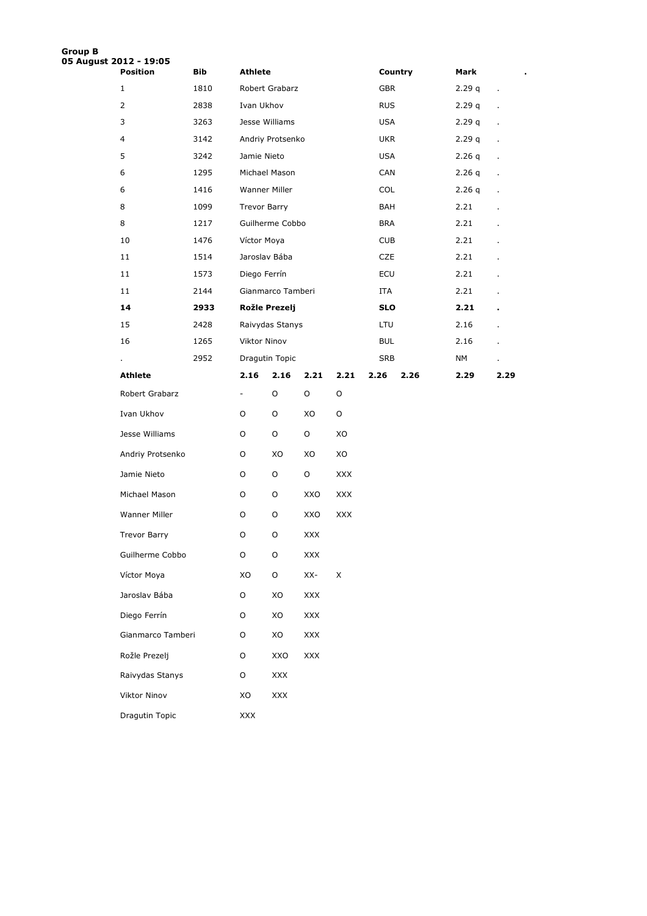**Group B**
**05 August 2012 - 19:05**

| Position | Bib | Athlete | Country | Mark | . |
|---|---|---|---|---|---|
| 1 | 1810 | Robert Grabarz | GBR | 2.29 q | . |
| 2 | 2838 | Ivan Ukhov | RUS | 2.29 q | . |
| 3 | 3263 | Jesse Williams | USA | 2.29 q | . |
| 4 | 3142 | Andriy Protsenko | UKR | 2.29 q | . |
| 5 | 3242 | Jamie Nieto | USA | 2.26 q | . |
| 6 | 1295 | Michael Mason | CAN | 2.26 q | . |
| 6 | 1416 | Wanner Miller | COL | 2.26 q | . |
| 8 | 1099 | Trevor Barry | BAH | 2.21 | . |
| 8 | 1217 | Guilherme Cobbo | BRA | 2.21 | . |
| 10 | 1476 | Víctor Moya | CUB | 2.21 | . |
| 11 | 1514 | Jaroslav Bába | CZE | 2.21 | . |
| 11 | 1573 | Diego Ferrín | ECU | 2.21 | . |
| 11 | 2144 | Gianmarco Tamberi | ITA | 2.21 | . |
| **14** | **2933** | **Rožle Prezelj** | **SLO** | **2.21** | **.** |
| 15 | 2428 | Raivydas Stanys | LTU | 2.16 | . |
| 16 | 1265 | Viktor Ninov | BUL | 2.16 | . |
| . | 2952 | Dragutin Topic | SRB | NM | . |

| Athlete | 2.16 | 2.16 | 2.21 | 2.21 | 2.26 | 2.26 | 2.29 | 2.29 |
|---|---|---|---|---|---|---|---|---|
| Robert Grabarz | - | O | O | O | | | | |
| Ivan Ukhov | O | O | XO | O | | | | |
| Jesse Williams | O | O | O | XO | | | | |
| Andriy Protsenko | O | XO | XO | XO | | | | |
| Jamie Nieto | O | O | O | XXX | | | | |
| Michael Mason | O | O | XXO | XXX | | | | |
| Wanner Miller | O | O | XXO | XXX | | | | |
| Trevor Barry | O | O | XXX | | | | | |
| Guilherme Cobbo | O | O | XXX | | | | | |
| Víctor Moya | XO | O | XX- | X | | | | |
| Jaroslav Bába | O | XO | XXX | | | | | |
| Diego Ferrín | O | XO | XXX | | | | | |
| Gianmarco Tamberi | O | XO | XXX | | | | | |
| Rožle Prezelj | O | XXO | XXX | | | | | |
| Raivydas Stanys | O | XXX | | | | | | |
| Viktor Ninov | XO | XXX | | | | | | |
| Dragutin Topic | XXX | | | | | | | |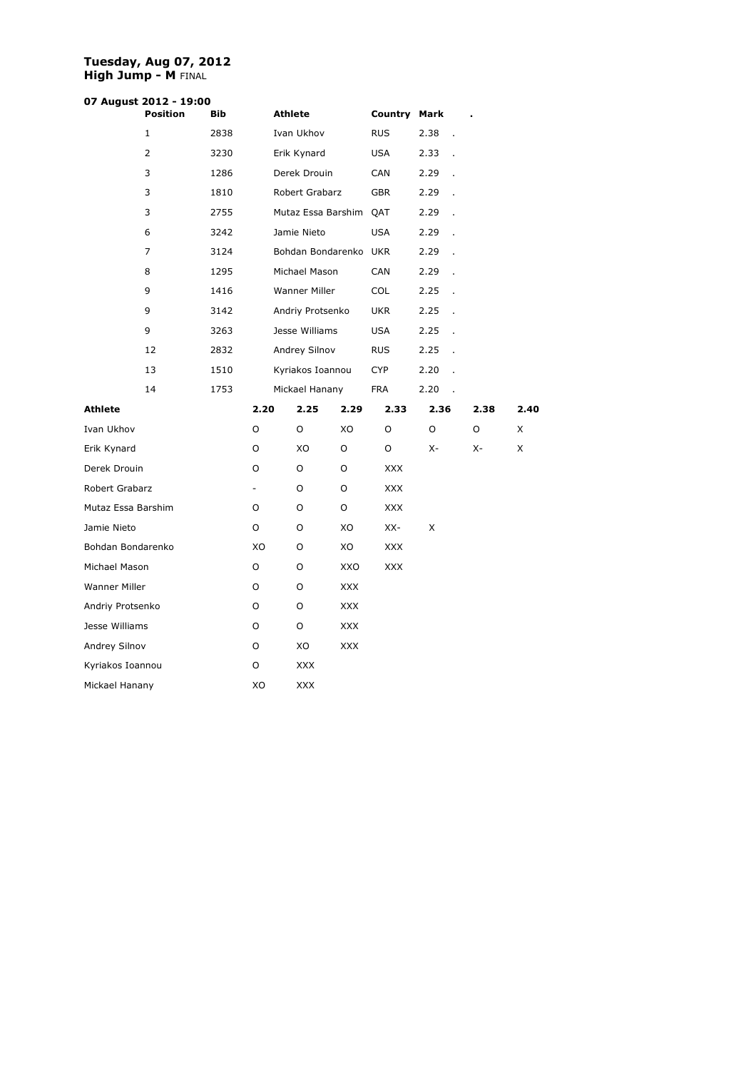**Tuesday, Aug 07, 2012**
**High Jump - M** FINAL

**07 August 2012 - 19:00**

| Position | Bib | Athlete | Country | Mark | . |
|---|---|---|---|---|---|
| 1 | 2838 | Ivan Ukhov | RUS | 2.38 | . |
| 2 | 3230 | Erik Kynard | USA | 2.33 | . |
| 3 | 1286 | Derek Drouin | CAN | 2.29 | . |
| 3 | 1810 | Robert Grabarz | GBR | 2.29 | . |
| 3 | 2755 | Mutaz Essa Barshim | QAT | 2.29 | . |
| 6 | 3242 | Jamie Nieto | USA | 2.29 | . |
| 7 | 3124 | Bohdan Bondarenko | UKR | 2.29 | . |
| 8 | 1295 | Michael Mason | CAN | 2.29 | . |
| 9 | 1416 | Wanner Miller | COL | 2.25 | . |
| 9 | 3142 | Andriy Protsenko | UKR | 2.25 | . |
| 9 | 3263 | Jesse Williams | USA | 2.25 | . |
| 12 | 2832 | Andrey Silnov | RUS | 2.25 | . |
| 13 | 1510 | Kyriakos Ioannou | CYP | 2.20 | . |
| 14 | 1753 | Mickael Hanany | FRA | 2.20 | . |

| **Athlete** | **2.20** | **2.25** | **2.29** | **2.33** | **2.36** | **2.38** | **2.40** |
|---|---|---|---|---|---|---|---|
| Ivan Ukhov | O | O | XO | O | O | O | X |
| Erik Kynard | O | XO | O | O | X- | X- | X |
| Derek Drouin | O | O | O | XXX | | | |
| Robert Grabarz | - | O | O | XXX | | | |
| Mutaz Essa Barshim | O | O | O | XXX | | | |
| Jamie Nieto | O | O | XO | XX- | X | | |
| Bohdan Bondarenko | XO | O | XO | XXX | | | |
| Michael Mason | O | O | XXO | XXX | | | |
| Wanner Miller | O | O | XXX | | | | |
| Andriy Protsenko | O | O | XXX | | | | |
| Jesse Williams | O | O | XXX | | | | |
| Andrey Silnov | O | XO | XXX | | | | |
| Kyriakos Ioannou | O | XXX | | | | | |
| Mickael Hanany | XO | XXX | | | | | |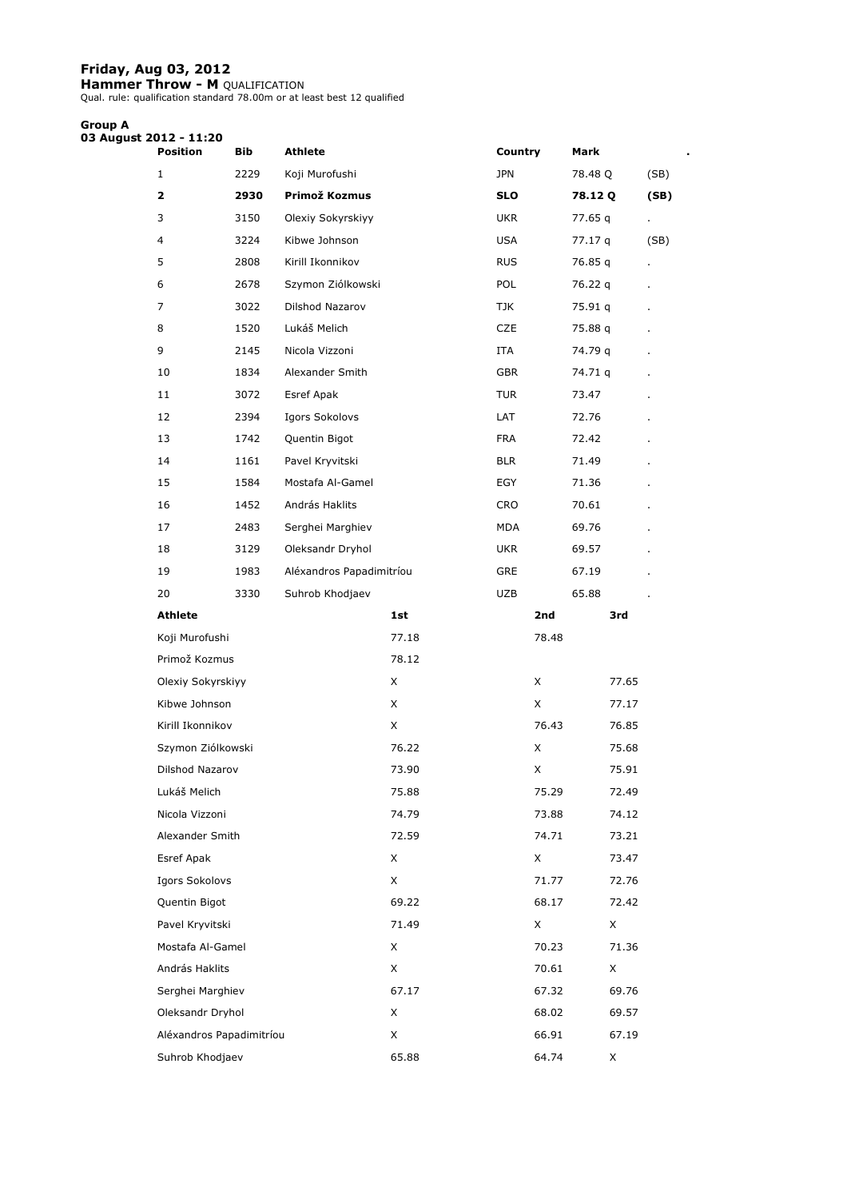**Friday, Aug 03, 2012**

**Hammer Throw - M** QUALIFICATION

Qual. rule: qualification standard 78.00m or at least best 12 qualified

**Group A**

**03 August 2012 - 11:20**

| Position | Bib | Athlete | Country | Mark | . |
|---|---|---|---|---|---|
| 1 | 2229 | Koji Murofushi | JPN | 78.48 Q | (SB) |
| **2** | **2930** | **Primož Kozmus** | **SLO** | **78.12 Q** | **(SB)** |
| 3 | 3150 | Olexiy Sokyrskiyy | UKR | 77.65 q | . |
| 4 | 3224 | Kibwe Johnson | USA | 77.17 q | (SB) |
| 5 | 2808 | Kirill Ikonnikov | RUS | 76.85 q | . |
| 6 | 2678 | Szymon Ziólkowski | POL | 76.22 q | . |
| 7 | 3022 | Dilshod Nazarov | TJK | 75.91 q | . |
| 8 | 1520 | Lukáš Melich | CZE | 75.88 q | . |
| 9 | 2145 | Nicola Vizzoni | ITA | 74.79 q | . |
| 10 | 1834 | Alexander Smith | GBR | 74.71 q | . |
| 11 | 3072 | Esref Apak | TUR | 73.47 | . |
| 12 | 2394 | Igors Sokolovs | LAT | 72.76 | . |
| 13 | 1742 | Quentin Bigot | FRA | 72.42 | . |
| 14 | 1161 | Pavel Kryvitski | BLR | 71.49 | . |
| 15 | 1584 | Mostafa Al-Gamel | EGY | 71.36 | . |
| 16 | 1452 | András Haklits | CRO | 70.61 | . |
| 17 | 2483 | Serghei Marghiev | MDA | 69.76 | . |
| 18 | 3129 | Oleksandr Dryhol | UKR | 69.57 | . |
| 19 | 1983 | Aléxandros Papadimitríou | GRE | 67.19 | . |
| 20 | 3330 | Suhrob Khodjaev | UZB | 65.88 | . |

| Athlete | 1st | 2nd | 3rd |
|---|---|---|---|
| Koji Murofushi | 77.18 | 78.48 | |
| Primož Kozmus | 78.12 | | |
| Olexiy Sokyrskiyy | X | X | 77.65 |
| Kibwe Johnson | X | X | 77.17 |
| Kirill Ikonnikov | X | 76.43 | 76.85 |
| Szymon Ziólkowski | 76.22 | X | 75.68 |
| Dilshod Nazarov | 73.90 | X | 75.91 |
| Lukáš Melich | 75.88 | 75.29 | 72.49 |
| Nicola Vizzoni | 74.79 | 73.88 | 74.12 |
| Alexander Smith | 72.59 | 74.71 | 73.21 |
| Esref Apak | X | X | 73.47 |
| Igors Sokolovs | X | 71.77 | 72.76 |
| Quentin Bigot | 69.22 | 68.17 | 72.42 |
| Pavel Kryvitski | 71.49 | X | X |
| Mostafa Al-Gamel | X | 70.23 | 71.36 |
| András Haklits | X | 70.61 | X |
| Serghei Marghiev | 67.17 | 67.32 | 69.76 |
| Oleksandr Dryhol | X | 68.02 | 69.57 |
| Aléxandros Papadimitríou | X | 66.91 | 67.19 |
| Suhrob Khodjaev | 65.88 | 64.74 | X |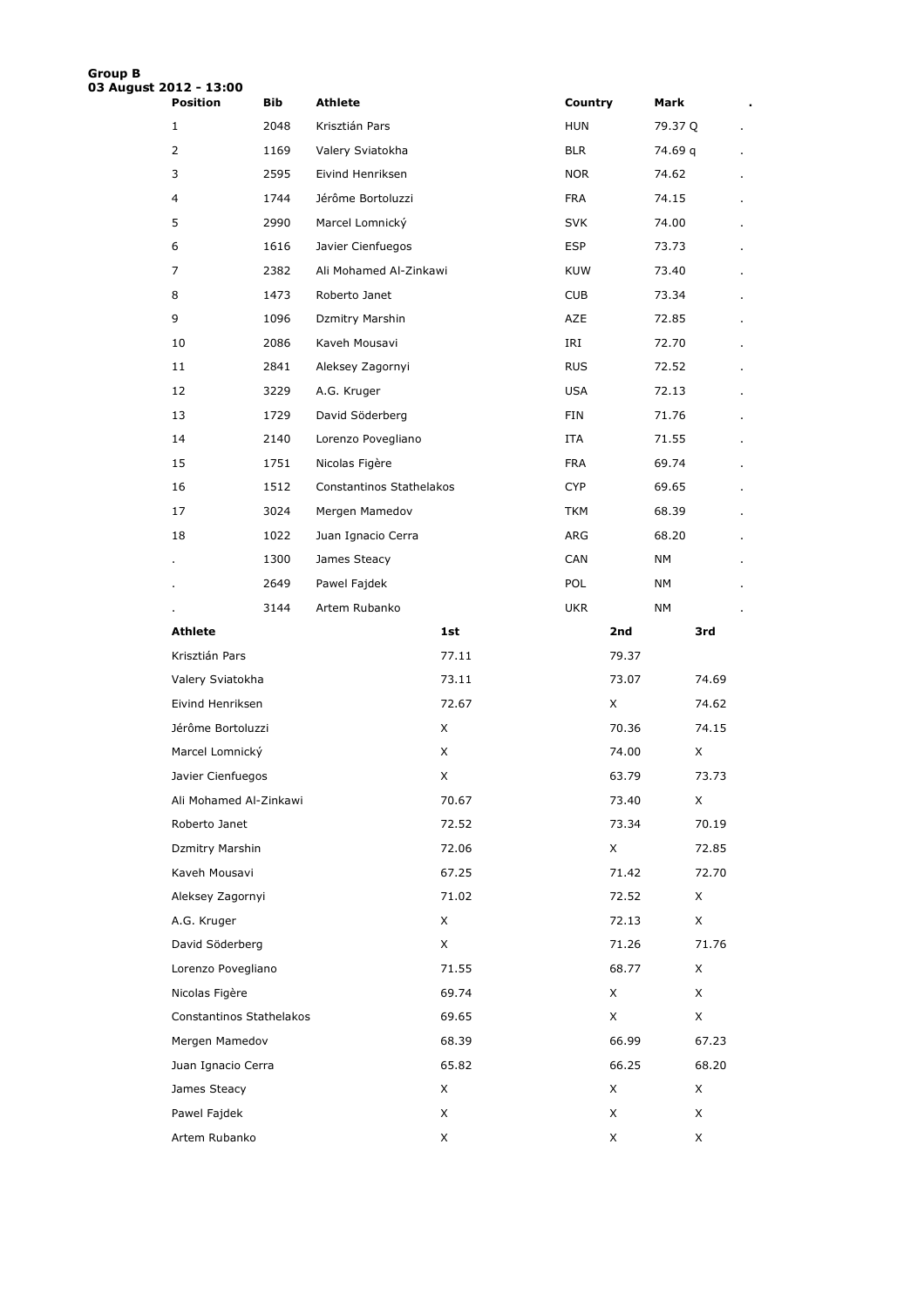**Group B**
**03 August 2012 - 13:00**

| Position | Bib | Athlete | Country | Mark | . |
|---|---|---|---|---|---|
| 1 | 2048 | Krisztián Pars | HUN | 79.37 Q | . |
| 2 | 1169 | Valery Sviatokha | BLR | 74.69 q | . |
| 3 | 2595 | Eivind Henriksen | NOR | 74.62 | . |
| 4 | 1744 | Jérôme Bortoluzzi | FRA | 74.15 | . |
| 5 | 2990 | Marcel Lomnický | SVK | 74.00 | . |
| 6 | 1616 | Javier Cienfuegos | ESP | 73.73 | . |
| 7 | 2382 | Ali Mohamed Al-Zinkawi | KUW | 73.40 | . |
| 8 | 1473 | Roberto Janet | CUB | 73.34 | . |
| 9 | 1096 | Dzmitry Marshin | AZE | 72.85 | . |
| 10 | 2086 | Kaveh Mousavi | IRI | 72.70 | . |
| 11 | 2841 | Aleksey Zagornyi | RUS | 72.52 | . |
| 12 | 3229 | A.G. Kruger | USA | 72.13 | . |
| 13 | 1729 | David Söderberg | FIN | 71.76 | . |
| 14 | 2140 | Lorenzo Povegliano | ITA | 71.55 | . |
| 15 | 1751 | Nicolas Figère | FRA | 69.74 | . |
| 16 | 1512 | Constantinos Stathelakos | CYP | 69.65 | . |
| 17 | 3024 | Mergen Mamedov | TKM | 68.39 | . |
| 18 | 1022 | Juan Ignacio Cerra | ARG | 68.20 | . |
| . | 1300 | James Steacy | CAN | NM | . |
| . | 2649 | Pawel Fajdek | POL | NM | . |
| . | 3144 | Artem Rubanko | UKR | NM | . |

| Athlete | 1st | 2nd | 3rd |
|---|---|---|---|
| Krisztián Pars | 77.11 | 79.37 | |
| Valery Sviatokha | 73.11 | 73.07 | 74.69 |
| Eivind Henriksen | 72.67 | X | 74.62 |
| Jérôme Bortoluzzi | X | 70.36 | 74.15 |
| Marcel Lomnický | X | 74.00 | X |
| Javier Cienfuegos | X | 63.79 | 73.73 |
| Ali Mohamed Al-Zinkawi | 70.67 | 73.40 | X |
| Roberto Janet | 72.52 | 73.34 | 70.19 |
| Dzmitry Marshin | 72.06 | X | 72.85 |
| Kaveh Mousavi | 67.25 | 71.42 | 72.70 |
| Aleksey Zagornyi | 71.02 | 72.52 | X |
| A.G. Kruger | X | 72.13 | X |
| David Söderberg | X | 71.26 | 71.76 |
| Lorenzo Povegliano | 71.55 | 68.77 | X |
| Nicolas Figère | 69.74 | X | X |
| Constantinos Stathelakos | 69.65 | X | X |
| Mergen Mamedov | 68.39 | 66.99 | 67.23 |
| Juan Ignacio Cerra | 65.82 | 66.25 | 68.20 |
| James Steacy | X | X | X |
| Pawel Fajdek | X | X | X |
| Artem Rubanko | X | X | X |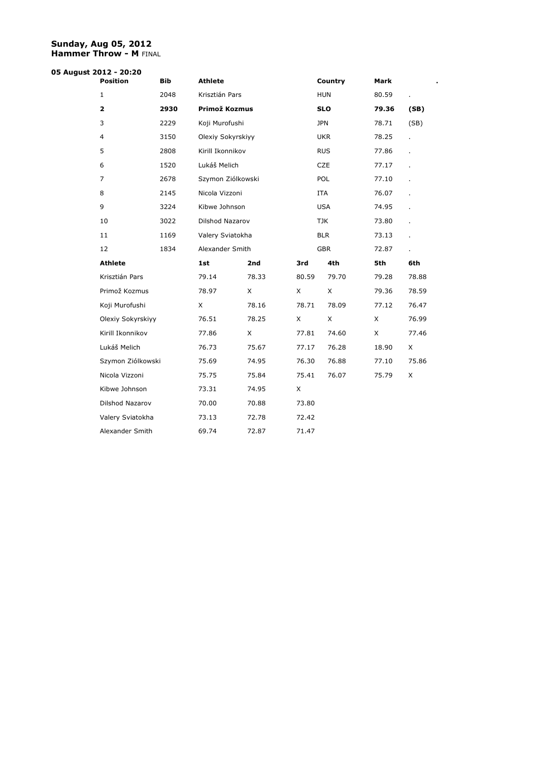**Sunday, Aug 05, 2012**
**Hammer Throw - M** FINAL

**05 August 2012 - 20:20**

| Position | Bib | Athlete | Country | Mark | . |
|---|---|---|---|---|---|
| 1 | 2048 | Krisztián Pars | HUN | 80.59 | . |
| **2** | **2930** | **Primož Kozmus** | **SLO** | **79.36** | **(SB)** |
| 3 | 2229 | Koji Murofushi | JPN | 78.71 | (SB) |
| 4 | 3150 | Olexiy Sokyrskiyy | UKR | 78.25 | . |
| 5 | 2808 | Kirill Ikonnikov | RUS | 77.86 | . |
| 6 | 1520 | Lukáš Melich | CZE | 77.17 | . |
| 7 | 2678 | Szymon Ziólkowski | POL | 77.10 | . |
| 8 | 2145 | Nicola Vizzoni | ITA | 76.07 | . |
| 9 | 3224 | Kibwe Johnson | USA | 74.95 | . |
| 10 | 3022 | Dilshod Nazarov | TJK | 73.80 | . |
| 11 | 1169 | Valery Sviatokha | BLR | 73.13 | . |
| 12 | 1834 | Alexander Smith | GBR | 72.87 | . |

| Athlete | 1st | 2nd | 3rd | 4th | 5th | 6th |
|---|---|---|---|---|---|---|
| Krisztián Pars | 79.14 | 78.33 | 80.59 | 79.70 | 79.28 | 78.88 |
| Primož Kozmus | 78.97 | X | X | X | 79.36 | 78.59 |
| Koji Murofushi | X | 78.16 | 78.71 | 78.09 | 77.12 | 76.47 |
| Olexiy Sokyrskiyy | 76.51 | 78.25 | X | X | X | 76.99 |
| Kirill Ikonnikov | 77.86 | X | 77.81 | 74.60 | X | 77.46 |
| Lukáš Melich | 76.73 | 75.67 | 77.17 | 76.28 | 18.90 | X |
| Szymon Ziólkowski | 75.69 | 74.95 | 76.30 | 76.88 | 77.10 | 75.86 |
| Nicola Vizzoni | 75.75 | 75.84 | 75.41 | 76.07 | 75.79 | X |
| Kibwe Johnson | 73.31 | 74.95 | X | | | |
| Dilshod Nazarov | 70.00 | 70.88 | 73.80 | | | |
| Valery Sviatokha | 73.13 | 72.78 | 72.42 | | | |
| Alexander Smith | 69.74 | 72.87 | 71.47 | | | |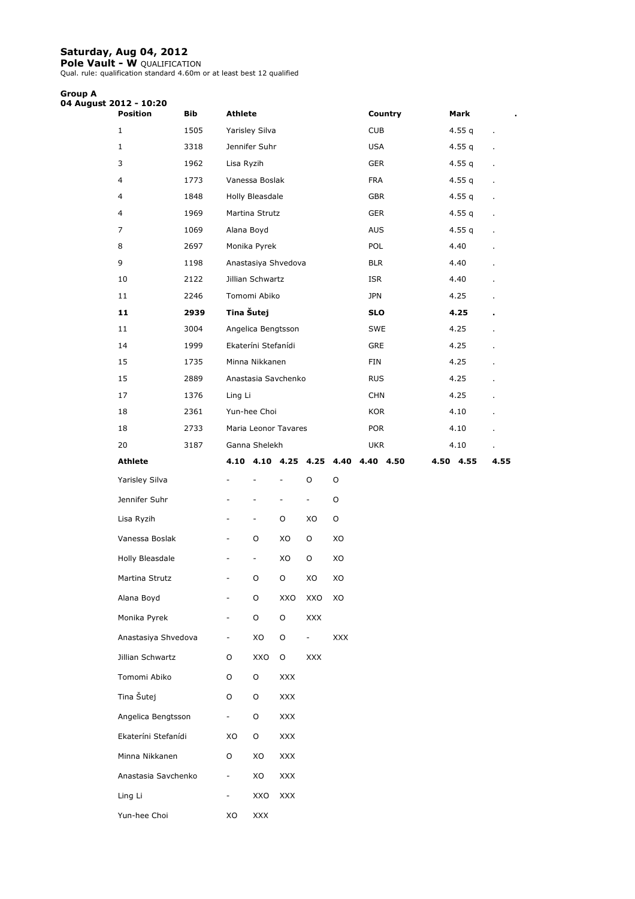## Saturday, Aug 04, 2012

**Pole Vault - W** QUALIFICATION

Qual. rule: qualification standard 4.60m or at least best 12 qualified

**Group A**

**04 August 2012 - 10:20**

| Position | Bib | Athlete | Country | Mark | . |
|---|---|---|---|---|---|
| 1 | 1505 | Yarisley Silva | CUB | 4.55 q | . |
| 1 | 3318 | Jennifer Suhr | USA | 4.55 q | . |
| 3 | 1962 | Lisa Ryzih | GER | 4.55 q | . |
| 4 | 1773 | Vanessa Boslak | FRA | 4.55 q | . |
| 4 | 1848 | Holly Bleasdale | GBR | 4.55 q | . |
| 4 | 1969 | Martina Strutz | GER | 4.55 q | . |
| 7 | 1069 | Alana Boyd | AUS | 4.55 q | . |
| 8 | 2697 | Monika Pyrek | POL | 4.40 | . |
| 9 | 1198 | Anastasiya Shvedova | BLR | 4.40 | . |
| 10 | 2122 | Jillian Schwartz | ISR | 4.40 | . |
| 11 | 2246 | Tomomi Abiko | JPN | 4.25 | . |
| **11** | **2939** | **Tina Šutej** | **SLO** | **4.25** | **.** |
| 11 | 3004 | Angelica Bengtsson | SWE | 4.25 | . |
| 14 | 1999 | Ekateríni Stefanídi | GRE | 4.25 | . |
| 15 | 1735 | Minna Nikkanen | FIN | 4.25 | . |
| 15 | 2889 | Anastasia Savchenko | RUS | 4.25 | . |
| 17 | 1376 | Ling Li | CHN | 4.25 | . |
| 18 | 2361 | Yun-hee Choi | KOR | 4.10 | . |
| 18 | 2733 | Maria Leonor Tavares | POR | 4.10 | . |
| 20 | 3187 | Ganna Shelekh | UKR | 4.10 | . |

| Athlete | 4.10 | 4.10 | 4.25 | 4.25 | 4.40 | 4.40 | 4.50 | 4.50 | 4.55 | 4.55 |
|---|---|---|---|---|---|---|---|---|---|---|
| Yarisley Silva | - | - | - | O | O | | | | | |
| Jennifer Suhr | - | - | - | - | O | | | | | |
| Lisa Ryzih | - | - | O | XO | O | | | | | |
| Vanessa Boslak | - | O | XO | O | XO | | | | | |
| Holly Bleasdale | - | - | XO | O | XO | | | | | |
| Martina Strutz | - | O | O | XO | XO | | | | | |
| Alana Boyd | - | O | XXO | XXO | XO | | | | | |
| Monika Pyrek | - | O | O | XXX | | | | | | |
| Anastasiya Shvedova | - | XO | O | - | XXX | | | | | |
| Jillian Schwartz | O | XXO | O | XXX | | | | | | |
| Tomomi Abiko | O | O | XXX | | | | | | | |
| Tina Šutej | O | O | XXX | | | | | | | |
| Angelica Bengtsson | - | O | XXX | | | | | | | |
| Ekateríni Stefanídi | XO | O | XXX | | | | | | | |
| Minna Nikkanen | O | XO | XXX | | | | | | | |
| Anastasia Savchenko | - | XO | XXX | | | | | | | |
| Ling Li | - | XXO | XXX | | | | | | | |
| Yun-hee Choi | XO | XXX | | | | | | | | |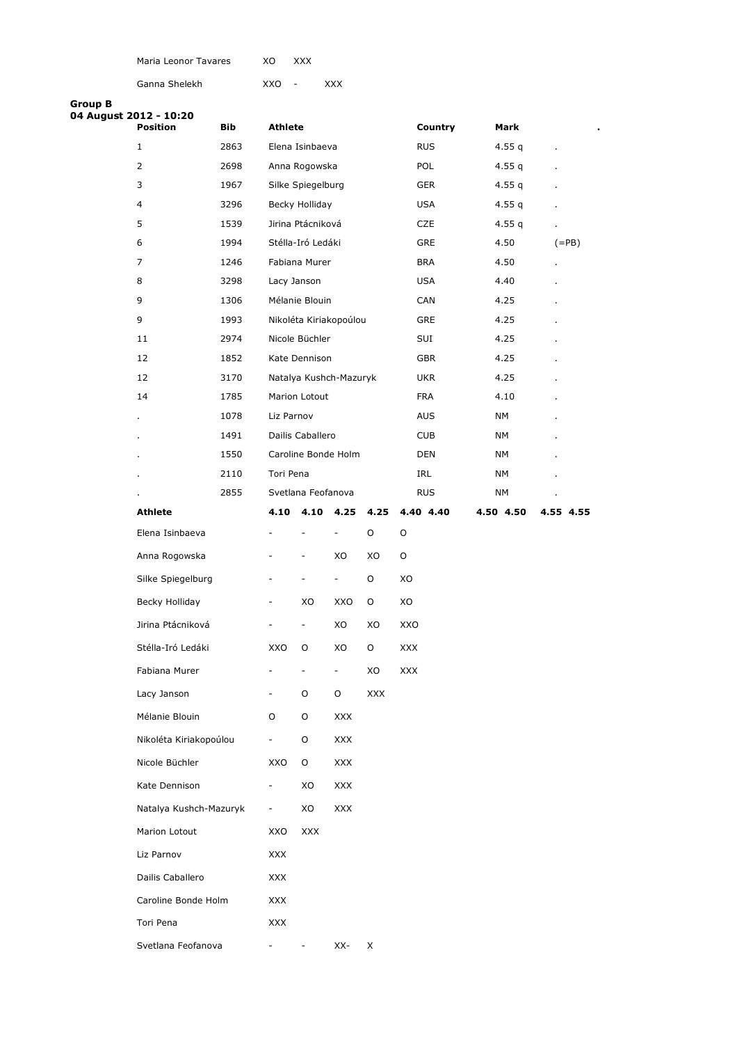| Maria Leonor Tavares | XO | XXX | |
|---|---|---|---|
| Ganna Shelekh | XXO | - | XXX |

**Group B**
**04 August 2012 - 10:20**

| Position | Bib | Athlete | Country | Mark | . |
|---|---|---|---|---|---|
| 1 | 2863 | Elena Isinbaeva | RUS | 4.55 q | . |
| 2 | 2698 | Anna Rogowska | POL | 4.55 q | . |
| 3 | 1967 | Silke Spiegelburg | GER | 4.55 q | . |
| 4 | 3296 | Becky Holliday | USA | 4.55 q | . |
| 5 | 1539 | Jirina Ptácniková | CZE | 4.55 q | . |
| 6 | 1994 | Stélla-Iró Ledáki | GRE | 4.50 | (=PB) |
| 7 | 1246 | Fabiana Murer | BRA | 4.50 | . |
| 8 | 3298 | Lacy Janson | USA | 4.40 | . |
| 9 | 1306 | Mélanie Blouin | CAN | 4.25 | . |
| 9 | 1993 | Nikoléta Kiriakopoúlou | GRE | 4.25 | . |
| 11 | 2974 | Nicole Büchler | SUI | 4.25 | . |
| 12 | 1852 | Kate Dennison | GBR | 4.25 | . |
| 12 | 3170 | Natalya Kushch-Mazuryk | UKR | 4.25 | . |
| 14 | 1785 | Marion Lotout | FRA | 4.10 | . |
| . | 1078 | Liz Parnov | AUS | NM | . |
| . | 1491 | Dailis Caballero | CUB | NM | . |
| . | 1550 | Caroline Bonde Holm | DEN | NM | . |
| . | 2110 | Tori Pena | IRL | NM | . |
| . | 2855 | Svetlana Feofanova | RUS | NM | . |

| Athlete | 4.10 | 4.10 | 4.25 | 4.25 | 4.40 4.40 | 4.50 4.50 | 4.55 4.55 |
|---|---|---|---|---|---|---|---|
| Elena Isinbaeva | - | - | - | O | O | | |
| Anna Rogowska | - | - | XO | XO | O | | |
| Silke Spiegelburg | - | - | - | O | XO | | |
| Becky Holliday | - | XO | XXO | O | XO | | |
| Jirina Ptácniková | - | - | XO | XO | XXO | | |
| Stélla-Iró Ledáki | XXO | O | XO | O | XXX | | |
| Fabiana Murer | - | - | - | XO | XXX | | |
| Lacy Janson | - | O | O | XXX | | | |
| Mélanie Blouin | O | O | XXX | | | | |
| Nikoléta Kiriakopoúlou | - | O | XXX | | | | |
| Nicole Büchler | XXO | O | XXX | | | | |
| Kate Dennison | - | XO | XXX | | | | |
| Natalya Kushch-Mazuryk | - | XO | XXX | | | | |
| Marion Lotout | XXO | XXX | | | | | |
| Liz Parnov | XXX | | | | | | |
| Dailis Caballero | XXX | | | | | | |
| Caroline Bonde Holm | XXX | | | | | | |
| Tori Pena | XXX | | | | | | |
| Svetlana Feofanova | - | - | XX- | X | | | |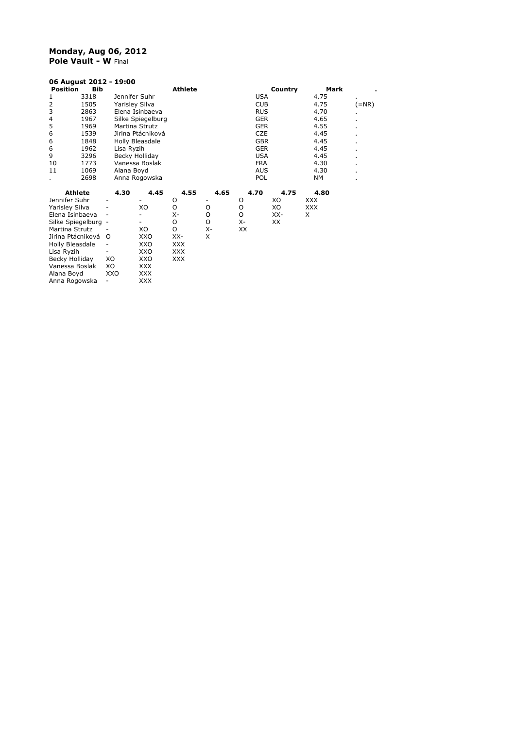**Monday, Aug 06, 2012**
**Pole Vault - W** Final

**06 August 2012 - 19:00**

| Position | Bib | Athlete | Country | Mark | . |
|---|---|---|---|---|---|
| 1 | 3318 | Jennifer Suhr | USA | 4.75 | . |
| 2 | 1505 | Yarisley Silva | CUB | 4.75 | (=NR) |
| 3 | 2863 | Elena Isinbaeva | RUS | 4.70 | . |
| 4 | 1967 | Silke Spiegelburg | GER | 4.65 | . |
| 5 | 1969 | Martina Strutz | GER | 4.55 | . |
| 6 | 1539 | Jirina Ptácniková | CZE | 4.45 | . |
| 6 | 1848 | Holly Bleasdale | GBR | 4.45 | . |
| 6 | 1962 | Lisa Ryzih | GER | 4.45 | . |
| 9 | 3296 | Becky Holliday | USA | 4.45 | . |
| 10 | 1773 | Vanessa Boslak | FRA | 4.30 | . |
| 11 | 1069 | Alana Boyd | AUS | 4.30 | . |
| . | 2698 | Anna Rogowska | POL | NM | . |

| Athlete | 4.30 | 4.45 | 4.55 | 4.65 | 4.70 | 4.75 | 4.80 |
|---|---|---|---|---|---|---|---|
| Jennifer Suhr | - | - | O | - | O | XO | XXX |
| Yarisley Silva | - | XO | O | O | O | XO | XXX |
| Elena Isinbaeva | - | - | X- | O | O | XX- | X |
| Silke Spiegelburg | - | - | O | O | X- | XX | |
| Martina Strutz | - | XO | O | X- | XX | | |
| Jirina Ptácniková | O | XXO | XX- | X | | | |
| Holly Bleasdale | - | XXO | XXX | | | | |
| Lisa Ryzih | - | XXO | XXX | | | | |
| Becky Holliday | XO | XXO | XXX | | | | |
| Vanessa Boslak | XO | XXX | | | | | |
| Alana Boyd | XXO | XXX | | | | | |
| Anna Rogowska | - | XXX | | | | | |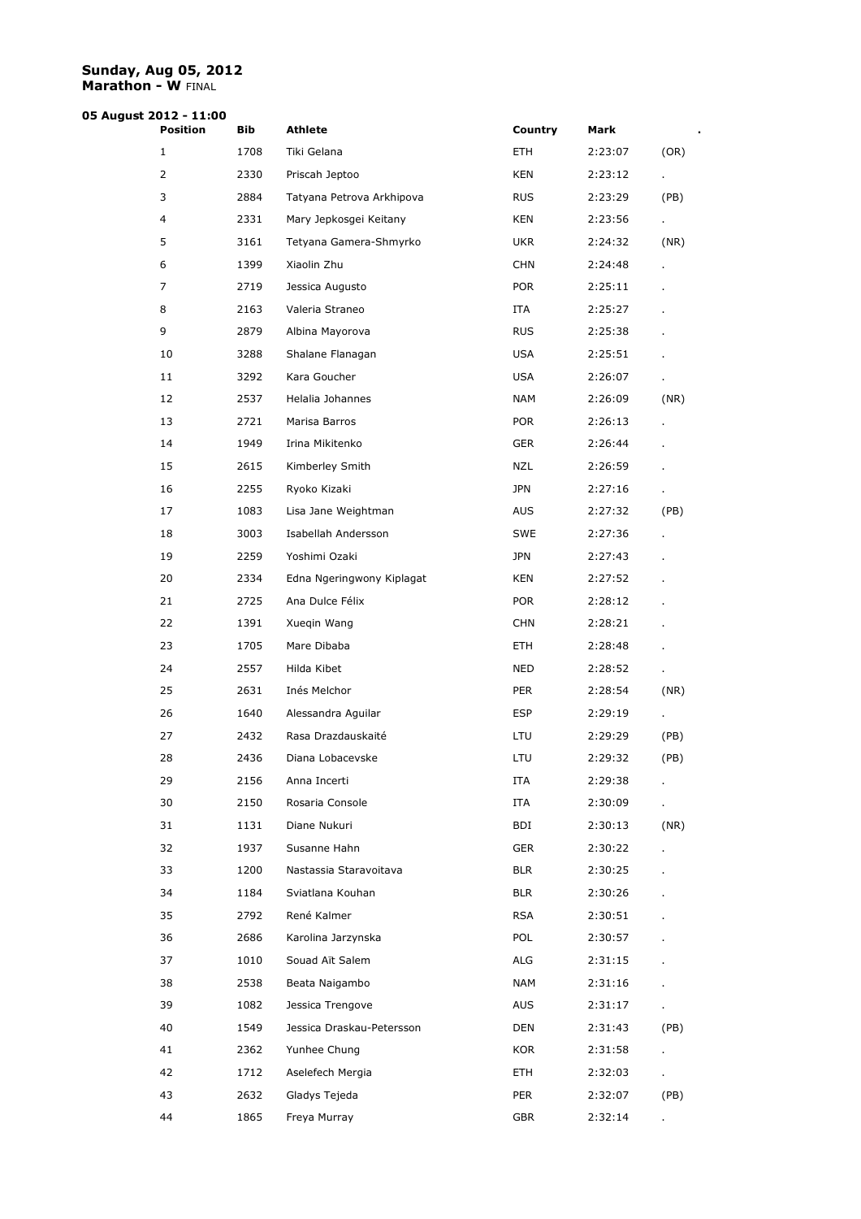**Sunday, Aug 05, 2012**
**Marathon - W** FINAL

**05 August 2012 - 11:00**

| Position | Bib | Athlete | Country | Mark | . |
|---|---|---|---|---|---|
| 1 | 1708 | Tiki Gelana | ETH | 2:23:07 | (OR) |
| 2 | 2330 | Priscah Jeptoo | KEN | 2:23:12 | . |
| 3 | 2884 | Tatyana Petrova Arkhipova | RUS | 2:23:29 | (PB) |
| 4 | 2331 | Mary Jepkosgei Keitany | KEN | 2:23:56 | . |
| 5 | 3161 | Tetyana Gamera-Shmyrko | UKR | 2:24:32 | (NR) |
| 6 | 1399 | Xiaolin Zhu | CHN | 2:24:48 | . |
| 7 | 2719 | Jessica Augusto | POR | 2:25:11 | . |
| 8 | 2163 | Valeria Straneo | ITA | 2:25:27 | . |
| 9 | 2879 | Albina Mayorova | RUS | 2:25:38 | . |
| 10 | 3288 | Shalane Flanagan | USA | 2:25:51 | . |
| 11 | 3292 | Kara Goucher | USA | 2:26:07 | . |
| 12 | 2537 | Helalia Johannes | NAM | 2:26:09 | (NR) |
| 13 | 2721 | Marisa Barros | POR | 2:26:13 | . |
| 14 | 1949 | Irina Mikitenko | GER | 2:26:44 | . |
| 15 | 2615 | Kimberley Smith | NZL | 2:26:59 | . |
| 16 | 2255 | Ryoko Kizaki | JPN | 2:27:16 | . |
| 17 | 1083 | Lisa Jane Weightman | AUS | 2:27:32 | (PB) |
| 18 | 3003 | Isabellah Andersson | SWE | 2:27:36 | . |
| 19 | 2259 | Yoshimi Ozaki | JPN | 2:27:43 | . |
| 20 | 2334 | Edna Ngeringwony Kiplagat | KEN | 2:27:52 | . |
| 21 | 2725 | Ana Dulce Félix | POR | 2:28:12 | . |
| 22 | 1391 | Xueqin Wang | CHN | 2:28:21 | . |
| 23 | 1705 | Mare Dibaba | ETH | 2:28:48 | . |
| 24 | 2557 | Hilda Kibet | NED | 2:28:52 | . |
| 25 | 2631 | Inés Melchor | PER | 2:28:54 | (NR) |
| 26 | 1640 | Alessandra Aguilar | ESP | 2:29:19 | . |
| 27 | 2432 | Rasa Drazdauskaité | LTU | 2:29:29 | (PB) |
| 28 | 2436 | Diana Lobacevske | LTU | 2:29:32 | (PB) |
| 29 | 2156 | Anna Incerti | ITA | 2:29:38 | . |
| 30 | 2150 | Rosaria Console | ITA | 2:30:09 | . |
| 31 | 1131 | Diane Nukuri | BDI | 2:30:13 | (NR) |
| 32 | 1937 | Susanne Hahn | GER | 2:30:22 | . |
| 33 | 1200 | Nastassia Staravoitava | BLR | 2:30:25 | . |
| 34 | 1184 | Sviatlana Kouhan | BLR | 2:30:26 | . |
| 35 | 2792 | René Kalmer | RSA | 2:30:51 | . |
| 36 | 2686 | Karolina Jarzynska | POL | 2:30:57 | . |
| 37 | 1010 | Souad Aït Salem | ALG | 2:31:15 | . |
| 38 | 2538 | Beata Naigambo | NAM | 2:31:16 | . |
| 39 | 1082 | Jessica Trengove | AUS | 2:31:17 | . |
| 40 | 1549 | Jessica Draskau-Petersson | DEN | 2:31:43 | (PB) |
| 41 | 2362 | Yunhee Chung | KOR | 2:31:58 | . |
| 42 | 1712 | Aselefech Mergia | ETH | 2:32:03 | . |
| 43 | 2632 | Gladys Tejeda | PER | 2:32:07 | (PB) |
| 44 | 1865 | Freya Murray | GBR | 2:32:14 | . |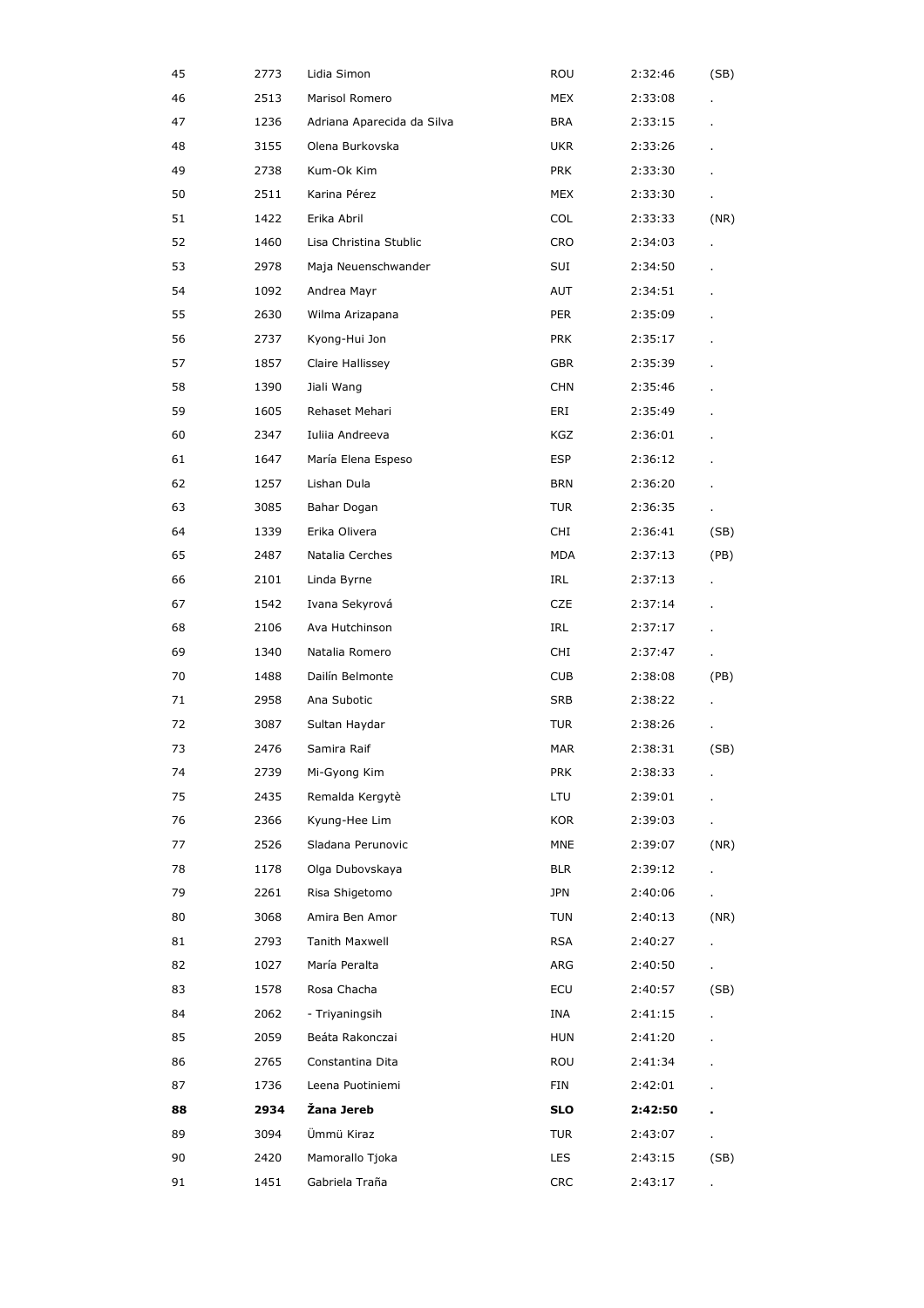| | | | | | |
|---|---|---|---|---|---|
| 45 | 2773 | Lidia Simon | ROU | 2:32:46 | (SB) |
| 46 | 2513 | Marisol Romero | MEX | 2:33:08 | . |
| 47 | 1236 | Adriana Aparecida da Silva | BRA | 2:33:15 | . |
| 48 | 3155 | Olena Burkovska | UKR | 2:33:26 | . |
| 49 | 2738 | Kum-Ok Kim | PRK | 2:33:30 | . |
| 50 | 2511 | Karina Pérez | MEX | 2:33:30 | . |
| 51 | 1422 | Erika Abril | COL | 2:33:33 | (NR) |
| 52 | 1460 | Lisa Christina Stublic | CRO | 2:34:03 | . |
| 53 | 2978 | Maja Neuenschwander | SUI | 2:34:50 | . |
| 54 | 1092 | Andrea Mayr | AUT | 2:34:51 | . |
| 55 | 2630 | Wilma Arizapana | PER | 2:35:09 | . |
| 56 | 2737 | Kyong-Hui Jon | PRK | 2:35:17 | . |
| 57 | 1857 | Claire Hallissey | GBR | 2:35:39 | . |
| 58 | 1390 | Jiali Wang | CHN | 2:35:46 | . |
| 59 | 1605 | Rehaset Mehari | ERI | 2:35:49 | . |
| 60 | 2347 | Iuliia Andreeva | KGZ | 2:36:01 | . |
| 61 | 1647 | María Elena Espeso | ESP | 2:36:12 | . |
| 62 | 1257 | Lishan Dula | BRN | 2:36:20 | . |
| 63 | 3085 | Bahar Dogan | TUR | 2:36:35 | . |
| 64 | 1339 | Erika Olivera | CHI | 2:36:41 | (SB) |
| 65 | 2487 | Natalia Cerches | MDA | 2:37:13 | (PB) |
| 66 | 2101 | Linda Byrne | IRL | 2:37:13 | . |
| 67 | 1542 | Ivana Sekyrová | CZE | 2:37:14 | . |
| 68 | 2106 | Ava Hutchinson | IRL | 2:37:17 | . |
| 69 | 1340 | Natalia Romero | CHI | 2:37:47 | . |
| 70 | 1488 | Dailín Belmonte | CUB | 2:38:08 | (PB) |
| 71 | 2958 | Ana Subotic | SRB | 2:38:22 | . |
| 72 | 3087 | Sultan Haydar | TUR | 2:38:26 | . |
| 73 | 2476 | Samira Raif | MAR | 2:38:31 | (SB) |
| 74 | 2739 | Mi-Gyong Kim | PRK | 2:38:33 | . |
| 75 | 2435 | Remalda Kergytè | LTU | 2:39:01 | . |
| 76 | 2366 | Kyung-Hee Lim | KOR | 2:39:03 | . |
| 77 | 2526 | Sladana Perunovic | MNE | 2:39:07 | (NR) |
| 78 | 1178 | Olga Dubovskaya | BLR | 2:39:12 | . |
| 79 | 2261 | Risa Shigetomo | JPN | 2:40:06 | . |
| 80 | 3068 | Amira Ben Amor | TUN | 2:40:13 | (NR) |
| 81 | 2793 | Tanith Maxwell | RSA | 2:40:27 | . |
| 82 | 1027 | María Peralta | ARG | 2:40:50 | . |
| 83 | 1578 | Rosa Chacha | ECU | 2:40:57 | (SB) |
| 84 | 2062 | - Triyaningsih | INA | 2:41:15 | . |
| 85 | 2059 | Beáta Rakonczai | HUN | 2:41:20 | . |
| 86 | 2765 | Constantina Dita | ROU | 2:41:34 | . |
| 87 | 1736 | Leena Puotiniemi | FIN | 2:42:01 | . |
| **88** | **2934** | **Žana Jereb** | **SLO** | **2:42:50** | **.** |
| 89 | 3094 | Ümmü Kiraz | TUR | 2:43:07 | . |
| 90 | 2420 | Mamorallo Tjoka | LES | 2:43:15 | (SB) |
| 91 | 1451 | Gabriela Traña | CRC | 2:43:17 | . |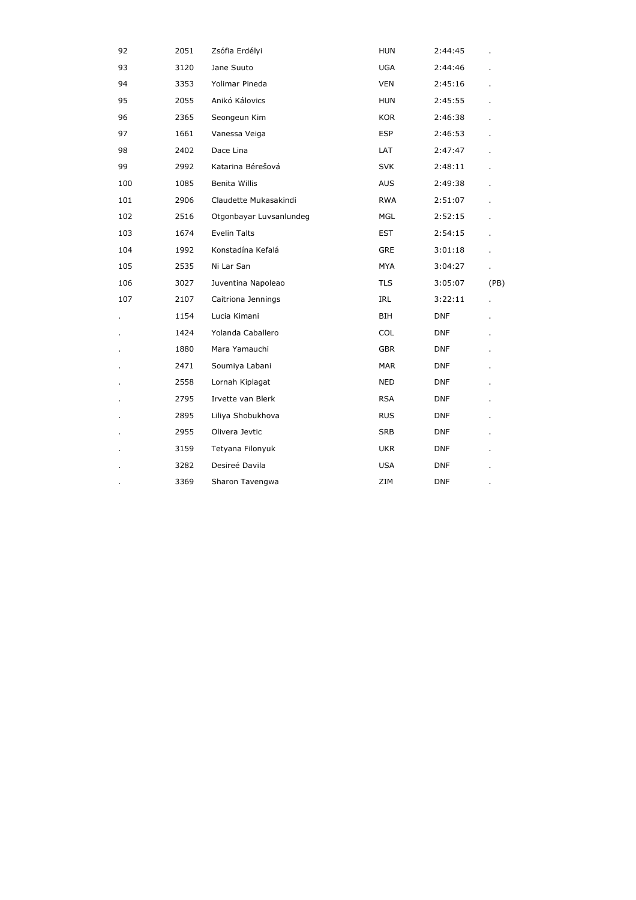| | | | | | |
|---|---|---|---|---|---|
| 92 | 2051 | Zsófia Erdélyi | HUN | 2:44:45 | . |
| 93 | 3120 | Jane Suuto | UGA | 2:44:46 | . |
| 94 | 3353 | Yolimar Pineda | VEN | 2:45:16 | . |
| 95 | 2055 | Anikó Kálovics | HUN | 2:45:55 | . |
| 96 | 2365 | Seongeun Kim | KOR | 2:46:38 | . |
| 97 | 1661 | Vanessa Veiga | ESP | 2:46:53 | . |
| 98 | 2402 | Dace Lina | LAT | 2:47:47 | . |
| 99 | 2992 | Katarina Bérešová | SVK | 2:48:11 | . |
| 100 | 1085 | Benita Willis | AUS | 2:49:38 | . |
| 101 | 2906 | Claudette Mukasakindi | RWA | 2:51:07 | . |
| 102 | 2516 | Otgonbayar Luvsanlundeg | MGL | 2:52:15 | . |
| 103 | 1674 | Evelin Talts | EST | 2:54:15 | . |
| 104 | 1992 | Konstadína Kefalá | GRE | 3:01:18 | . |
| 105 | 2535 | Ni Lar San | MYA | 3:04:27 | . |
| 106 | 3027 | Juventina Napoleao | TLS | 3:05:07 | (PB) |
| 107 | 2107 | Caitriona Jennings | IRL | 3:22:11 | . |
| . | 1154 | Lucia Kimani | BIH | DNF | . |
| . | 1424 | Yolanda Caballero | COL | DNF | . |
| . | 1880 | Mara Yamauchi | GBR | DNF | . |
| . | 2471 | Soumiya Labani | MAR | DNF | . |
| . | 2558 | Lornah Kiplagat | NED | DNF | . |
| . | 2795 | Irvette van Blerk | RSA | DNF | . |
| . | 2895 | Liliya Shobukhova | RUS | DNF | . |
| . | 2955 | Olivera Jevtic | SRB | DNF | . |
| . | 3159 | Tetyana Filonyuk | UKR | DNF | . |
| . | 3282 | Desireé Davila | USA | DNF | . |
| . | 3369 | Sharon Tavengwa | ZIM | DNF | . |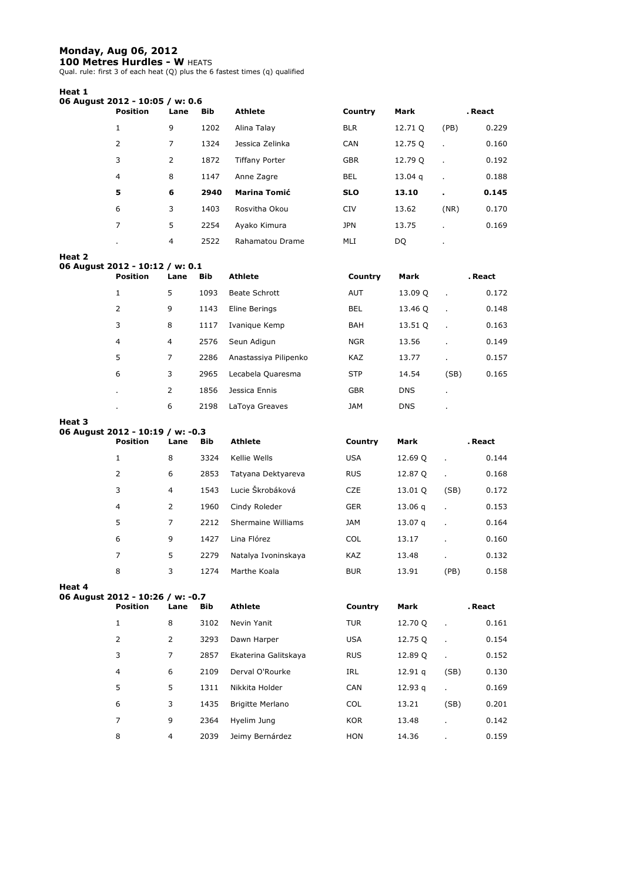# Monday, Aug 06, 2012

**100 Metres Hurdles - W** HEATS

Qual. rule: first 3 of each heat (Q) plus the 6 fastest times (q) qualified

### Heat 1

**06 August 2012 - 10:05 / w: 0.6**

| Position | Lane | Bib | Athlete | Country | Mark | | . React |
|---|---|---|---|---|---|---|---|
| 1 | 9 | 1202 | Alina Talay | BLR | 12.71 Q | (PB) | 0.229 |
| 2 | 7 | 1324 | Jessica Zelinka | CAN | 12.75 Q | . | 0.160 |
| 3 | 2 | 1872 | Tiffany Porter | GBR | 12.79 Q | . | 0.192 |
| 4 | 8 | 1147 | Anne Zagre | BEL | 13.04 q | . | 0.188 |
| **5** | **6** | **2940** | **Marina Tomić** | **SLO** | **13.10** | **.** | **0.145** |
| 6 | 3 | 1403 | Rosvitha Okou | CIV | 13.62 | (NR) | 0.170 |
| 7 | 5 | 2254 | Ayako Kimura | JPN | 13.75 | . | 0.169 |
| . | 4 | 2522 | Rahamatou Drame | MLI | DQ | . | |

### Heat 2

**06 August 2012 - 10:12 / w: 0.1**

| Position | Lane | Bib | Athlete | Country | Mark | | . React |
|---|---|---|---|---|---|---|---|
| 1 | 5 | 1093 | Beate Schrott | AUT | 13.09 Q | . | 0.172 |
| 2 | 9 | 1143 | Eline Berings | BEL | 13.46 Q | . | 0.148 |
| 3 | 8 | 1117 | Ivanique Kemp | BAH | 13.51 Q | . | 0.163 |
| 4 | 4 | 2576 | Seun Adigun | NGR | 13.56 | . | 0.149 |
| 5 | 7 | 2286 | Anastassiya Pilipenko | KAZ | 13.77 | . | 0.157 |
| 6 | 3 | 2965 | Lecabela Quaresma | STP | 14.54 | (SB) | 0.165 |
| . | 2 | 1856 | Jessica Ennis | GBR | DNS | . | |
| . | 6 | 2198 | LaToya Greaves | JAM | DNS | . | |

### Heat 3

**06 August 2012 - 10:19 / w: -0.3**

| Position | Lane | Bib | Athlete | Country | Mark | | . React |
|---|---|---|---|---|---|---|---|
| 1 | 8 | 3324 | Kellie Wells | USA | 12.69 Q | . | 0.144 |
| 2 | 6 | 2853 | Tatyana Dektyareva | RUS | 12.87 Q | . | 0.168 |
| 3 | 4 | 1543 | Lucie Škrobáková | CZE | 13.01 Q | (SB) | 0.172 |
| 4 | 2 | 1960 | Cindy Roleder | GER | 13.06 q | . | 0.153 |
| 5 | 7 | 2212 | Shermaine Williams | JAM | 13.07 q | . | 0.164 |
| 6 | 9 | 1427 | Lina Flórez | COL | 13.17 | . | 0.160 |
| 7 | 5 | 2279 | Natalya Ivoninskaya | KAZ | 13.48 | . | 0.132 |
| 8 | 3 | 1274 | Marthe Koala | BUR | 13.91 | (PB) | 0.158 |

### Heat 4

**06 August 2012 - 10:26 / w: -0.7**

| Position | Lane | Bib | Athlete | Country | Mark | | . React |
|---|---|---|---|---|---|---|---|
| 1 | 8 | 3102 | Nevin Yanit | TUR | 12.70 Q | . | 0.161 |
| 2 | 2 | 3293 | Dawn Harper | USA | 12.75 Q | . | 0.154 |
| 3 | 7 | 2857 | Ekaterina Galitskaya | RUS | 12.89 Q | . | 0.152 |
| 4 | 6 | 2109 | Derval O'Rourke | IRL | 12.91 q | (SB) | 0.130 |
| 5 | 5 | 1311 | Nikkita Holder | CAN | 12.93 q | . | 0.169 |
| 6 | 3 | 1435 | Brigitte Merlano | COL | 13.21 | (SB) | 0.201 |
| 7 | 9 | 2364 | Hyelim Jung | KOR | 13.48 | . | 0.142 |
| 8 | 4 | 2039 | Jeimy Bernárdez | HON | 14.36 | . | 0.159 |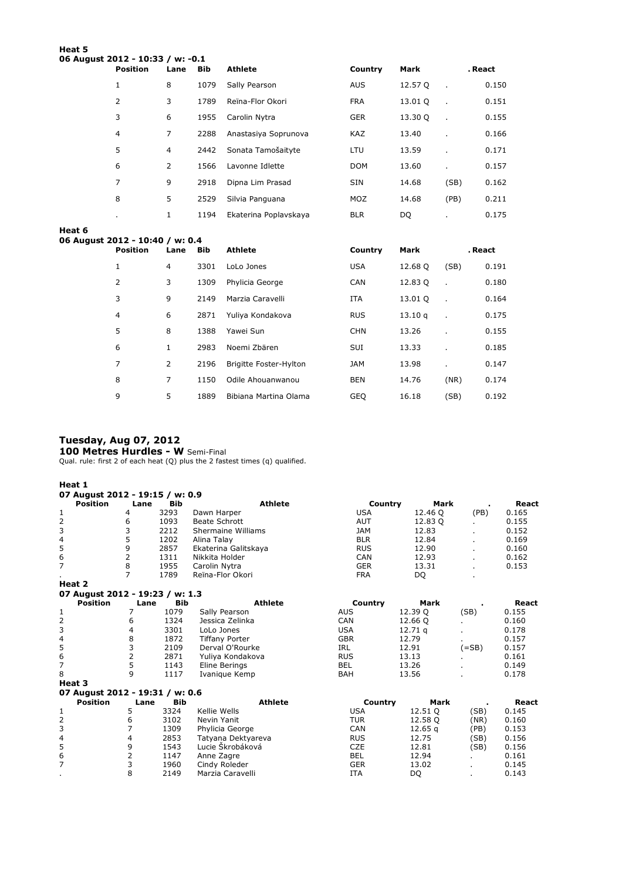**Heat 5**

**06 August 2012 - 10:33 / w: -0.1**

| Position | Lane | Bib | Athlete | Country | Mark | . | React |
|---|---|---|---|---|---|---|---|
| 1 | 8 | 1079 | Sally Pearson | AUS | 12.57 Q | . | 0.150 |
| 2 | 3 | 1789 | Reïna-Flor Okori | FRA | 13.01 Q | . | 0.151 |
| 3 | 6 | 1955 | Carolin Nytra | GER | 13.30 Q | . | 0.155 |
| 4 | 7 | 2288 | Anastasiya Soprunova | KAZ | 13.40 | . | 0.166 |
| 5 | 4 | 2442 | Sonata Tamošaityte | LTU | 13.59 | . | 0.171 |
| 6 | 2 | 1566 | Lavonne Idlette | DOM | 13.60 | . | 0.157 |
| 7 | 9 | 2918 | Dipna Lim Prasad | SIN | 14.68 | (SB) | 0.162 |
| 8 | 5 | 2529 | Silvia Panguana | MOZ | 14.68 | (PB) | 0.211 |
| . | 1 | 1194 | Ekaterina Poplavskaya | BLR | DQ | . | 0.175 |

**Heat 6**

**06 August 2012 - 10:40 / w: 0.4**

| Position | Lane | Bib | Athlete | Country | Mark | . | React |
|---|---|---|---|---|---|---|---|
| 1 | 4 | 3301 | LoLo Jones | USA | 12.68 Q | (SB) | 0.191 |
| 2 | 3 | 1309 | Phylicia George | CAN | 12.83 Q | . | 0.180 |
| 3 | 9 | 2149 | Marzia Caravelli | ITA | 13.01 Q | . | 0.164 |
| 4 | 6 | 2871 | Yuliya Kondakova | RUS | 13.10 q | . | 0.175 |
| 5 | 8 | 1388 | Yawei Sun | CHN | 13.26 | . | 0.155 |
| 6 | 1 | 2983 | Noemi Zbären | SUI | 13.33 | . | 0.185 |
| 7 | 2 | 2196 | Brigitte Foster-Hylton | JAM | 13.98 | . | 0.147 |
| 8 | 7 | 1150 | Odile Ahouanwanou | BEN | 14.76 | (NR) | 0.174 |
| 9 | 5 | 1889 | Bibiana Martina Olama | GEQ | 16.18 | (SB) | 0.192 |

## Tuesday, Aug 07, 2012

**100 Metres Hurdles - W** Semi-Final

Qual. rule: first 2 of each heat (Q) plus the 2 fastest times (q) qualified.

**Heat 1**

**07 August 2012 - 19:15 / w: 0.9**

| Position | Lane | Bib | Athlete | Country | Mark | . | React |
|---|---|---|---|---|---|---|---|
| 1 | 4 | 3293 | Dawn Harper | USA | 12.46 Q | (PB) | 0.165 |
| 2 | 6 | 1093 | Beate Schrott | AUT | 12.83 Q | . | 0.155 |
| 3 | 3 | 2212 | Shermaine Williams | JAM | 12.83 | . | 0.152 |
| 4 | 5 | 1202 | Alina Talay | BLR | 12.84 | . | 0.169 |
| 5 | 9 | 2857 | Ekaterina Galitskaya | RUS | 12.90 | . | 0.160 |
| 6 | 2 | 1311 | Nikkita Holder | CAN | 12.93 | . | 0.162 |
| 7 | 8 | 1955 | Carolin Nytra | GER | 13.31 | . | 0.153 |
| . | 7 | 1789 | Reïna-Flor Okori | FRA | DQ | . | |

**Heat 2**

**07 August 2012 - 19:23 / w: 1.3**

| Position | Lane | Bib | Athlete | Country | Mark | . | React |
|---|---|---|---|---|---|---|---|
| 1 | 7 | 1079 | Sally Pearson | AUS | 12.39 Q | (SB) | 0.155 |
| 2 | 6 | 1324 | Jessica Zelinka | CAN | 12.66 Q | . | 0.160 |
| 3 | 4 | 3301 | LoLo Jones | USA | 12.71 q | . | 0.178 |
| 4 | 8 | 1872 | Tiffany Porter | GBR | 12.79 | . | 0.157 |
| 5 | 3 | 2109 | Derval O'Rourke | IRL | 12.91 | (=SB) | 0.157 |
| 6 | 2 | 2871 | Yuliya Kondakova | RUS | 13.13 | . | 0.161 |
| 7 | 5 | 1143 | Eline Berings | BEL | 13.26 | . | 0.149 |
| 8 | 9 | 1117 | Ivanique Kemp | BAH | 13.56 | . | 0.178 |

**Heat 3**

**07 August 2012 - 19:31 / w: 0.6**

| Position | Lane | Bib | Athlete | Country | Mark | . | React |
|---|---|---|---|---|---|---|---|
| 1 | 5 | 3324 | Kellie Wells | USA | 12.51 Q | (SB) | 0.145 |
| 2 | 6 | 3102 | Nevin Yanit | TUR | 12.58 Q | (NR) | 0.160 |
| 3 | 7 | 1309 | Phylicia George | CAN | 12.65 q | (PB) | 0.153 |
| 4 | 4 | 2853 | Tatyana Dektyareva | RUS | 12.75 | (SB) | 0.156 |
| 5 | 9 | 1543 | Lucie Škrobáková | CZE | 12.81 | (SB) | 0.156 |
| 6 | 2 | 1147 | Anne Zagre | BEL | 12.94 | . | 0.161 |
| 7 | 3 | 1960 | Cindy Roleder | GER | 13.02 | . | 0.145 |
| . | 8 | 2149 | Marzia Caravelli | ITA | DQ | . | 0.143 |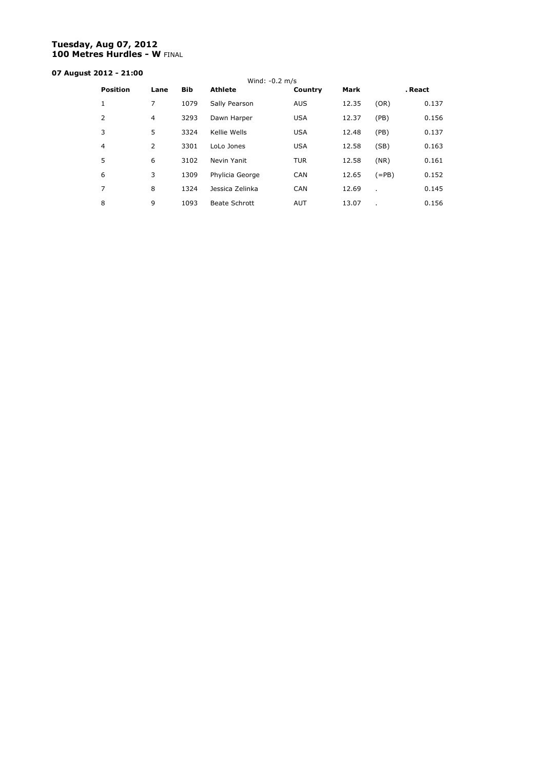**Tuesday, Aug 07, 2012**
**100 Metres Hurdles - W** FINAL

**07 August 2012 - 21:00**

Wind: -0.2 m/s

| Position | Lane | Bib | Athlete | Country | Mark | | . React |
|---|---|---|---|---|---|---|---|
| 1 | 7 | 1079 | Sally Pearson | AUS | 12.35 | (OR) | 0.137 |
| 2 | 4 | 3293 | Dawn Harper | USA | 12.37 | (PB) | 0.156 |
| 3 | 5 | 3324 | Kellie Wells | USA | 12.48 | (PB) | 0.137 |
| 4 | 2 | 3301 | LoLo Jones | USA | 12.58 | (SB) | 0.163 |
| 5 | 6 | 3102 | Nevin Yanit | TUR | 12.58 | (NR) | 0.161 |
| 6 | 3 | 1309 | Phylicia George | CAN | 12.65 | (=PB) | 0.152 |
| 7 | 8 | 1324 | Jessica Zelinka | CAN | 12.69 | . | 0.145 |
| 8 | 9 | 1093 | Beate Schrott | AUT | 13.07 | . | 0.156 |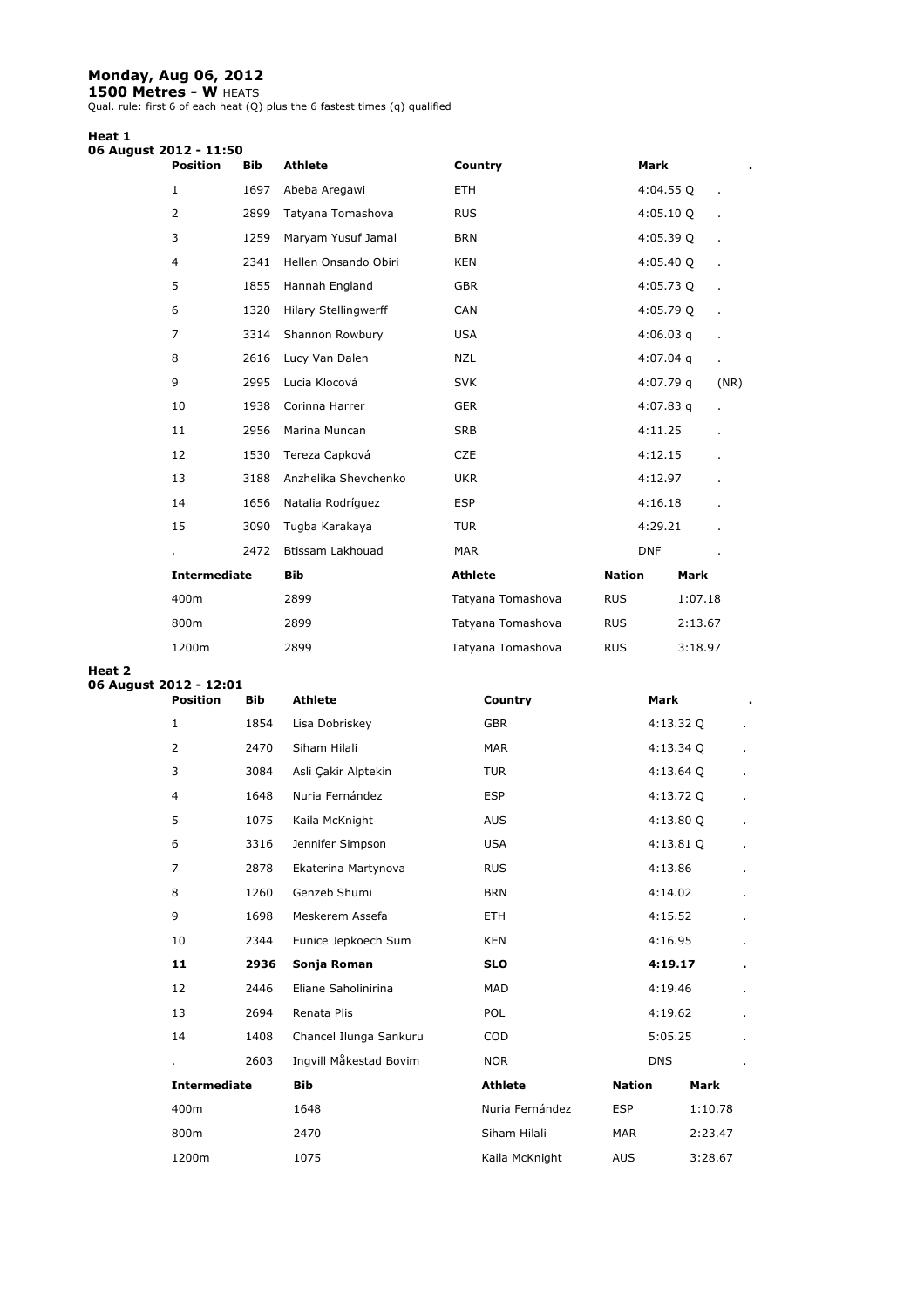**Monday, Aug 06, 2012**

**1500 Metres - W** HEATS

Qual. rule: first 6 of each heat (Q) plus the 6 fastest times (q) qualified

**Heat 1**

**06 August 2012 - 11:50**

| Position | Bib | Athlete | Country | Mark | . |
|---|---|---|---|---|---|
| 1 | 1697 | Abeba Aregawi | ETH | 4:04.55 Q | . |
| 2 | 2899 | Tatyana Tomashova | RUS | 4:05.10 Q | . |
| 3 | 1259 | Maryam Yusuf Jamal | BRN | 4:05.39 Q | . |
| 4 | 2341 | Hellen Onsando Obiri | KEN | 4:05.40 Q | . |
| 5 | 1855 | Hannah England | GBR | 4:05.73 Q | . |
| 6 | 1320 | Hilary Stellingwerff | CAN | 4:05.79 Q | . |
| 7 | 3314 | Shannon Rowbury | USA | 4:06.03 q | . |
| 8 | 2616 | Lucy Van Dalen | NZL | 4:07.04 q | . |
| 9 | 2995 | Lucia Klocová | SVK | 4:07.79 q | (NR) |
| 10 | 1938 | Corinna Harrer | GER | 4:07.83 q | . |
| 11 | 2956 | Marina Muncan | SRB | 4:11.25 | . |
| 12 | 1530 | Tereza Capková | CZE | 4:12.15 | . |
| 13 | 3188 | Anzhelika Shevchenko | UKR | 4:12.97 | . |
| 14 | 1656 | Natalia Rodríguez | ESP | 4:16.18 | . |
| 15 | 3090 | Tugba Karakaya | TUR | 4:29.21 | . |
| . | 2472 | Btissam Lakhouad | MAR | DNF | . |

| Intermediate | Bib | Athlete | Nation | Mark |
|---|---|---|---|---|
| 400m | 2899 | Tatyana Tomashova | RUS | 1:07.18 |
| 800m | 2899 | Tatyana Tomashova | RUS | 2:13.67 |
| 1200m | 2899 | Tatyana Tomashova | RUS | 3:18.97 |

**Heat 2**

**06 August 2012 - 12:01**

| Position | Bib | Athlete | Country | Mark | . |
|---|---|---|---|---|---|
| 1 | 1854 | Lisa Dobriskey | GBR | 4:13.32 Q | . |
| 2 | 2470 | Siham Hilali | MAR | 4:13.34 Q | . |
| 3 | 3084 | Asli Çakir Alptekin | TUR | 4:13.64 Q | . |
| 4 | 1648 | Nuria Fernández | ESP | 4:13.72 Q | . |
| 5 | 1075 | Kaila McKnight | AUS | 4:13.80 Q | . |
| 6 | 3316 | Jennifer Simpson | USA | 4:13.81 Q | . |
| 7 | 2878 | Ekaterina Martynova | RUS | 4:13.86 | . |
| 8 | 1260 | Genzeb Shumi | BRN | 4:14.02 | . |
| 9 | 1698 | Meskerem Assefa | ETH | 4:15.52 | . |
| 10 | 2344 | Eunice Jepkoech Sum | KEN | 4:16.95 | . |
| **11** | **2936** | **Sonja Roman** | **SLO** | **4:19.17** | **.** |
| 12 | 2446 | Eliane Saholinirina | MAD | 4:19.46 | . |
| 13 | 2694 | Renata Plis | POL | 4:19.62 | . |
| 14 | 1408 | Chancel Ilunga Sankuru | COD | 5:05.25 | . |
| . | 2603 | Ingvill Måkestad Bovim | NOR | DNS | . |

| Intermediate | Bib | Athlete | Nation | Mark |
|---|---|---|---|---|
| 400m | 1648 | Nuria Fernández | ESP | 1:10.78 |
| 800m | 2470 | Siham Hilali | MAR | 2:23.47 |
| 1200m | 1075 | Kaila McKnight | AUS | 3:28.67 |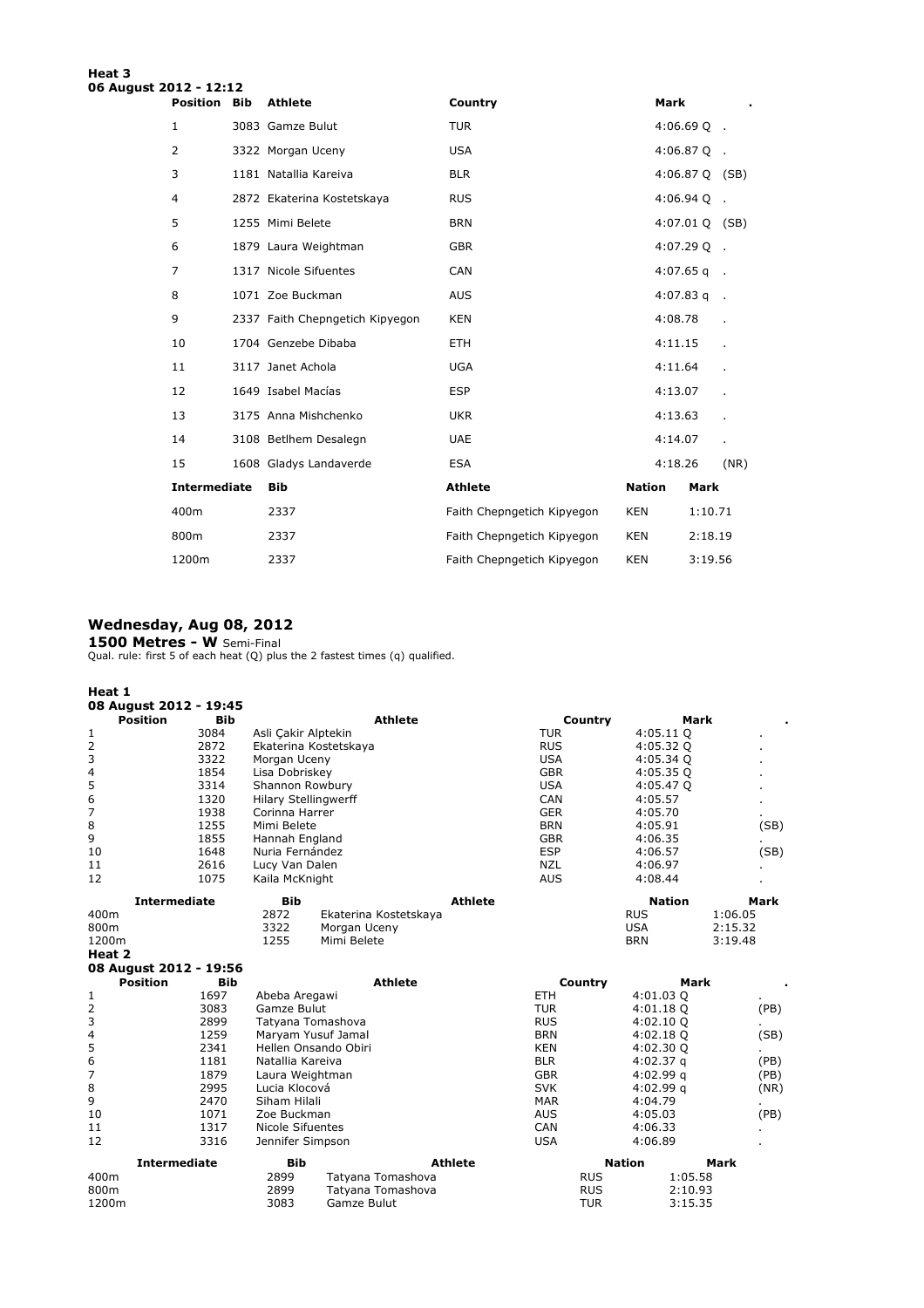**Heat 3**
**06 August 2012 - 12:12**

| Position | Bib | Athlete | Country | Mark | . |
|---|---|---|---|---|---|
| 1 | 3083 | Gamze Bulut | TUR | 4:06.69 Q | . |
| 2 | 3322 | Morgan Uceny | USA | 4:06.87 Q | . |
| 3 | 1181 | Natallia Kareiva | BLR | 4:06.87 Q | (SB) |
| 4 | 2872 | Ekaterina Kostetskaya | RUS | 4:06.94 Q | . |
| 5 | 1255 | Mimi Belete | BRN | 4:07.01 Q | (SB) |
| 6 | 1879 | Laura Weightman | GBR | 4:07.29 Q | . |
| 7 | 1317 | Nicole Sifuentes | CAN | 4:07.65 q | . |
| 8 | 1071 | Zoe Buckman | AUS | 4:07.83 q | . |
| 9 | 2337 | Faith Chepngetich Kipyegon | KEN | 4:08.78 | . |
| 10 | 1704 | Genzebe Dibaba | ETH | 4:11.15 | . |
| 11 | 3117 | Janet Achola | UGA | 4:11.64 | . |
| 12 | 1649 | Isabel Macías | ESP | 4:13.07 | . |
| 13 | 3175 | Anna Mishchenko | UKR | 4:13.63 | . |
| 14 | 3108 | Betlhem Desalegn | UAE | 4:14.07 | . |
| 15 | 1608 | Gladys Landaverde | ESA | 4:18.26 | (NR) |

| Intermediate | Bib | Athlete | Nation | Mark |
|---|---|---|---|---|
| 400m | 2337 | Faith Chepngetich Kipyegon | KEN | 1:10.71 |
| 800m | 2337 | Faith Chepngetich Kipyegon | KEN | 2:18.19 |
| 1200m | 2337 | Faith Chepngetich Kipyegon | KEN | 3:19.56 |

## Wednesday, Aug 08, 2012

**1500 Metres - W** Semi-Final

Qual. rule: first 5 of each heat (Q) plus the 2 fastest times (q) qualified.

**Heat 1**
**08 August 2012 - 19:45**

| Position | Bib | Athlete | Country | Mark | . |
|---|---|---|---|---|---|
| 1 | 3084 | Asli Çakir Alptekin | TUR | 4:05.11 Q | . |
| 2 | 2872 | Ekaterina Kostetskaya | RUS | 4:05.32 Q | . |
| 3 | 3322 | Morgan Uceny | USA | 4:05.34 Q | . |
| 4 | 1854 | Lisa Dobriskey | GBR | 4:05.35 Q | . |
| 5 | 3314 | Shannon Rowbury | USA | 4:05.47 Q | . |
| 6 | 1320 | Hilary Stellingwerff | CAN | 4:05.57 | . |
| 7 | 1938 | Corinna Harrer | GER | 4:05.70 | . |
| 8 | 1255 | Mimi Belete | BRN | 4:05.91 | (SB) |
| 9 | 1855 | Hannah England | GBR | 4:06.35 | . |
| 10 | 1648 | Nuria Fernández | ESP | 4:06.57 | (SB) |
| 11 | 2616 | Lucy Van Dalen | NZL | 4:06.97 | . |
| 12 | 1075 | Kaila McKnight | AUS | 4:08.44 | . |

| Intermediate | Bib | Athlete | Nation | Mark |
|---|---|---|---|---|
| 400m | 2872 | Ekaterina Kostetskaya | RUS | 1:06.05 |
| 800m | 3322 | Morgan Uceny | USA | 2:15.32 |
| 1200m | 1255 | Mimi Belete | BRN | 3:19.48 |

**Heat 2**
**08 August 2012 - 19:56**

| Position | Bib | Athlete | Country | Mark | . |
|---|---|---|---|---|---|
| 1 | 1697 | Abeba Aregawi | ETH | 4:01.03 Q | . |
| 2 | 3083 | Gamze Bulut | TUR | 4:01.18 Q | (PB) |
| 3 | 2899 | Tatyana Tomashova | RUS | 4:02.10 Q | . |
| 4 | 1259 | Maryam Yusuf Jamal | BRN | 4:02.18 Q | (SB) |
| 5 | 2341 | Hellen Onsando Obiri | KEN | 4:02.30 Q | . |
| 6 | 1181 | Natallia Kareiva | BLR | 4:02.37 q | (PB) |
| 7 | 1879 | Laura Weightman | GBR | 4:02.99 q | (PB) |
| 8 | 2995 | Lucia Klocová | SVK | 4:02.99 q | (NR) |
| 9 | 2470 | Siham Hilali | MAR | 4:04.79 | . |
| 10 | 1071 | Zoe Buckman | AUS | 4:05.03 | (PB) |
| 11 | 1317 | Nicole Sifuentes | CAN | 4:06.33 | . |
| 12 | 3316 | Jennifer Simpson | USA | 4:06.89 | . |

| Intermediate | Bib | Athlete | Nation | Mark |
|---|---|---|---|---|
| 400m | 2899 | Tatyana Tomashova | RUS | 1:05.58 |
| 800m | 2899 | Tatyana Tomashova | RUS | 2:10.93 |
| 1200m | 3083 | Gamze Bulut | TUR | 3:15.35 |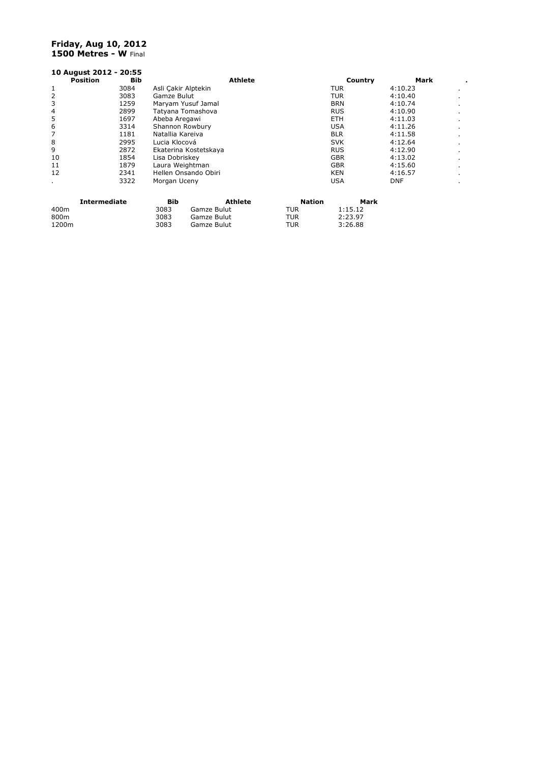**Friday, Aug 10, 2012**
**1500 Metres - W** Final

**10 August 2012 - 20:55**

| Position | Bib | Athlete | Country | Mark | . |
|---|---|---|---|---|---|
| 1 | 3084 | Asli Çakir Alptekin | TUR | 4:10.23 | . |
| 2 | 3083 | Gamze Bulut | TUR | 4:10.40 | . |
| 3 | 1259 | Maryam Yusuf Jamal | BRN | 4:10.74 | . |
| 4 | 2899 | Tatyana Tomashova | RUS | 4:10.90 | . |
| 5 | 1697 | Abeba Aregawi | ETH | 4:11.03 | . |
| 6 | 3314 | Shannon Rowbury | USA | 4:11.26 | . |
| 7 | 1181 | Natallia Kareiva | BLR | 4:11.58 | . |
| 8 | 2995 | Lucia Klocová | SVK | 4:12.64 | . |
| 9 | 2872 | Ekaterina Kostetskaya | RUS | 4:12.90 | . |
| 10 | 1854 | Lisa Dobriskey | GBR | 4:13.02 | . |
| 11 | 1879 | Laura Weightman | GBR | 4:15.60 | . |
| 12 | 2341 | Hellen Onsando Obiri | KEN | 4:16.57 | . |
| . | 3322 | Morgan Uceny | USA | DNF | . |

| Intermediate | Bib | Athlete | Nation | Mark |
|---|---|---|---|---|
| 400m | 3083 | Gamze Bulut | TUR | 1:15.12 |
| 800m | 3083 | Gamze Bulut | TUR | 2:23.97 |
| 1200m | 3083 | Gamze Bulut | TUR | 3:26.88 |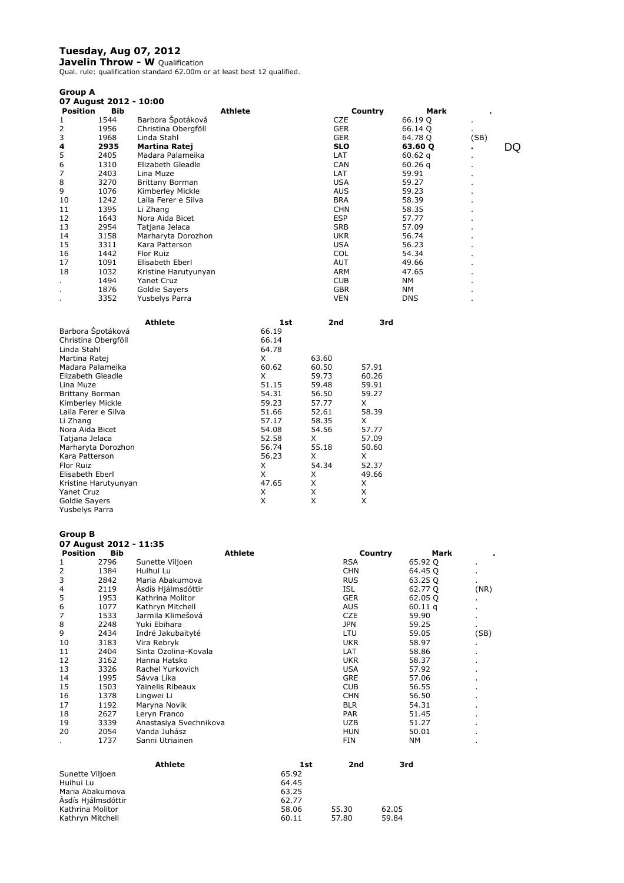# Tuesday, Aug 07, 2012

**Javelin Throw - W** Qualification

Qual. rule: qualification standard 62.00m or at least best 12 qualified.

## Group A

**07 August 2012 - 10:00**

| Position | Bib | Athlete | Country | Mark | . | |
|---|---|---|---|---|---|---|
| 1 | 1544 | Barbora Špotáková | CZE | 66.19 Q | . | |
| 2 | 1956 | Christina Obergföll | GER | 66.14 Q | . | |
| 3 | 1968 | Linda Stahl | GER | 64.78 Q | (SB) | |
| **4** | **2935** | **Martina Ratej** | **SLO** | **63.60 Q** | **.** | DQ |
| 5 | 2405 | Madara Palameika | LAT | 60.62 q | . | |
| 6 | 1310 | Elizabeth Gleadle | CAN | 60.26 q | . | |
| 7 | 2403 | Lina Muze | LAT | 59.91 | . | |
| 8 | 3270 | Brittany Borman | USA | 59.27 | . | |
| 9 | 1076 | Kimberley Mickle | AUS | 59.23 | . | |
| 10 | 1242 | Laila Ferer e Silva | BRA | 58.39 | . | |
| 11 | 1395 | Li Zhang | CHN | 58.35 | . | |
| 12 | 1643 | Nora Aida Bicet | ESP | 57.77 | . | |
| 13 | 2954 | Tatjana Jelaca | SRB | 57.09 | . | |
| 14 | 3158 | Marharyta Dorozhon | UKR | 56.74 | . | |
| 15 | 3311 | Kara Patterson | USA | 56.23 | . | |
| 16 | 1442 | Flor Ruiz | COL | 54.34 | . | |
| 17 | 1091 | Elisabeth Eberl | AUT | 49.66 | . | |
| 18 | 1032 | Kristine Harutyunyan | ARM | 47.65 | . | |
| . | 1494 | Yanet Cruz | CUB | NM | . | |
| . | 1876 | Goldie Sayers | GBR | NM | . | |
| . | 3352 | Yusbelys Parra | VEN | DNS | . | |

| Athlete | 1st | 2nd | 3rd |
|---|---|---|---|
| Barbora Špotáková | 66.19 | | |
| Christina Obergföll | 66.14 | | |
| Linda Stahl | 64.78 | | |
| Martina Ratej | X | 63.60 | |
| Madara Palameika | 60.62 | 60.50 | 57.91 |
| Elizabeth Gleadle | X | 59.73 | 60.26 |
| Lina Muze | 51.15 | 59.48 | 59.91 |
| Brittany Borman | 54.31 | 56.50 | 59.27 |
| Kimberley Mickle | 59.23 | 57.77 | X |
| Laila Ferer e Silva | 51.66 | 52.61 | 58.39 |
| Li Zhang | 57.17 | 58.35 | X |
| Nora Aida Bicet | 54.08 | 54.56 | 57.77 |
| Tatjana Jelaca | 52.58 | X | 57.09 |
| Marharyta Dorozhon | 56.74 | 55.18 | 50.60 |
| Kara Patterson | 56.23 | X | X |
| Flor Ruiz | X | 54.34 | 52.37 |
| Elisabeth Eberl | X | X | 49.66 |
| Kristine Harutyunyan | 47.65 | X | X |
| Yanet Cruz | X | X | X |
| Goldie Sayers | X | X | X |
| Yusbelys Parra | | | |

## Group B

**07 August 2012 - 11:35**

| Position | Bib | Athlete | Country | Mark | . |
|---|---|---|---|---|---|
| 1 | 2796 | Sunette Viljoen | RSA | 65.92 Q | . |
| 2 | 1384 | Huihui Lu | CHN | 64.45 Q | . |
| 3 | 2842 | Maria Abakumova | RUS | 63.25 Q | . |
| 4 | 2119 | Ásdís Hjálmsdóttir | ISL | 62.77 Q | (NR) |
| 5 | 1953 | Kathrina Molitor | GER | 62.05 Q | . |
| 6 | 1077 | Kathryn Mitchell | AUS | 60.11 q | . |
| 7 | 1533 | Jarmila Klimešová | CZE | 59.90 | . |
| 8 | 2248 | Yuki Ebihara | JPN | 59.25 | . |
| 9 | 2434 | Indré Jakubaityté | LTU | 59.05 | (SB) |
| 10 | 3183 | Vira Rebryk | UKR | 58.97 | . |
| 11 | 2404 | Sinta Ozolina-Kovala | LAT | 58.86 | . |
| 12 | 3162 | Hanna Hatsko | UKR | 58.37 | . |
| 13 | 3326 | Rachel Yurkovich | USA | 57.92 | . |
| 14 | 1995 | Sávva Líka | GRE | 57.06 | . |
| 15 | 1503 | Yainelis Ribeaux | CUB | 56.55 | . |
| 16 | 1378 | Lingwei Li | CHN | 56.50 | . |
| 17 | 1192 | Maryna Novik | BLR | 54.31 | . |
| 18 | 2627 | Leryn Franco | PAR | 51.45 | . |
| 19 | 3339 | Anastasiya Svechnikova | UZB | 51.27 | . |
| 20 | 2054 | Vanda Juhász | HUN | 50.01 | . |
| . | 1737 | Sanni Utriainen | FIN | NM | . |

| Athlete | 1st | 2nd | 3rd |
|---|---|---|---|
| Sunette Viljoen | 65.92 | | |
| Huihui Lu | 64.45 | | |
| Maria Abakumova | 63.25 | | |
| Ásdís Hjálmsdóttir | 62.77 | | |
| Kathrina Molitor | 58.06 | 55.30 | 62.05 |
| Kathryn Mitchell | 60.11 | 57.80 | 59.84 |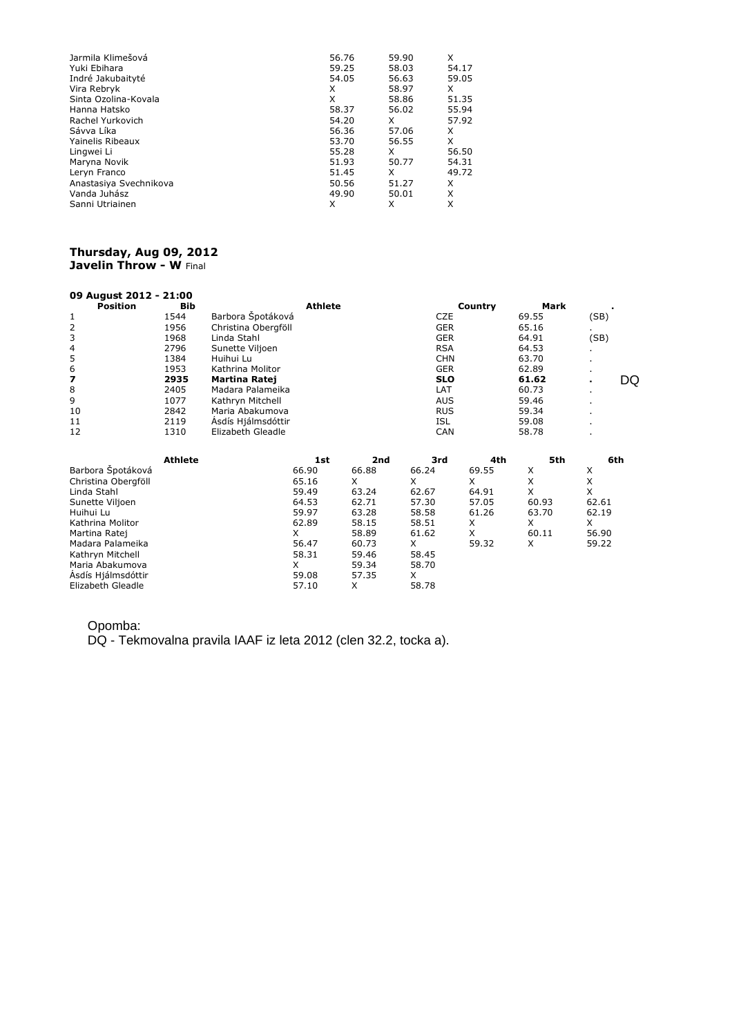| Athlete | | | |
|---|---|---|---|
| Jarmila Klimešová | 56.76 | 59.90 | X |
| Yuki Ebihara | 59.25 | 58.03 | 54.17 |
| Indré Jakubaityté | 54.05 | 56.63 | 59.05 |
| Vira Rebryk | X | 58.97 | X |
| Sinta Ozolina-Kovala | X | 58.86 | 51.35 |
| Hanna Hatsko | 58.37 | 56.02 | 55.94 |
| Rachel Yurkovich | 54.20 | X | 57.92 |
| Sávva Líka | 56.36 | 57.06 | X |
| Yainelis Ribeaux | 53.70 | 56.55 | X |
| Lingwei Li | 55.28 | X | 56.50 |
| Maryna Novik | 51.93 | 50.77 | 54.31 |
| Leryn Franco | 51.45 | X | 49.72 |
| Anastasiya Svechnikova | 50.56 | 51.27 | X |
| Vanda Juhász | 49.90 | 50.01 | X |
| Sanni Utriainen | X | X | X |

**Thursday, Aug 09, 2012**
**Javelin Throw - W** Final

**09 August 2012 - 21:00**

| Position | Bib | Athlete | Country | Mark | . | |
|---|---|---|---|---|---|---|
| 1 | 1544 | Barbora Špotáková | CZE | 69.55 | (SB) | |
| 2 | 1956 | Christina Obergföll | GER | 65.16 | . | |
| 3 | 1968 | Linda Stahl | GER | 64.91 | (SB) | |
| 4 | 2796 | Sunette Viljoen | RSA | 64.53 | . | |
| 5 | 1384 | Huihui Lu | CHN | 63.70 | . | |
| 6 | 1953 | Kathrina Molitor | GER | 62.89 | . | |
| **7** | **2935** | **Martina Ratej** | **SLO** | **61.62** | **.** | DQ |
| 8 | 2405 | Madara Palameika | LAT | 60.73 | . | |
| 9 | 1077 | Kathryn Mitchell | AUS | 59.46 | . | |
| 10 | 2842 | Maria Abakumova | RUS | 59.34 | . | |
| 11 | 2119 | Ásdís Hjálmsdóttir | ISL | 59.08 | . | |
| 12 | 1310 | Elizabeth Gleadle | CAN | 58.78 | . | |

| Athlete | 1st | 2nd | 3rd | 4th | 5th | 6th |
|---|---|---|---|---|---|---|
| Barbora Špotáková | 66.90 | 66.88 | 66.24 | 69.55 | X | X |
| Christina Obergföll | 65.16 | X | X | X | X | X |
| Linda Stahl | 59.49 | 63.24 | 62.67 | 64.91 | X | X |
| Sunette Viljoen | 64.53 | 62.71 | 57.30 | 57.05 | 60.93 | 62.61 |
| Huihui Lu | 59.97 | 63.28 | 58.58 | 61.26 | 63.70 | 62.19 |
| Kathrina Molitor | 62.89 | 58.15 | 58.51 | X | X | X |
| Martina Ratej | X | 58.89 | 61.62 | X | 60.11 | 56.90 |
| Madara Palameika | 56.47 | 60.73 | X | 59.32 | X | 59.22 |
| Kathryn Mitchell | 58.31 | 59.46 | 58.45 | | | |
| Maria Abakumova | X | 59.34 | 58.70 | | | |
| Ásdís Hjálmsdóttir | 59.08 | 57.35 | X | | | |
| Elizabeth Gleadle | 57.10 | X | 58.78 | | | |

Opomba:
DQ - Tekmovalna pravila IAAF iz leta 2012 (clen 32.2, tocka a).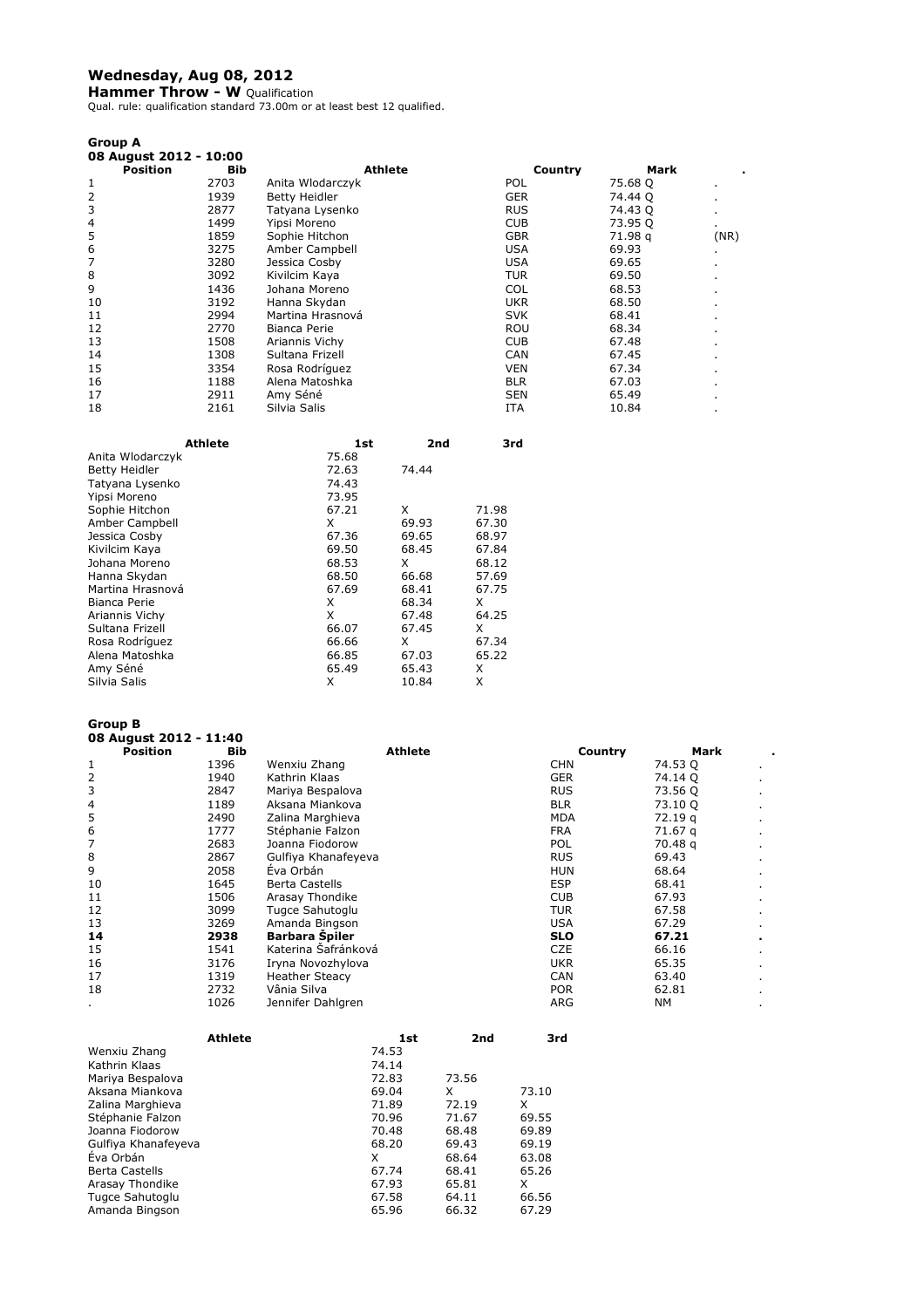# Wednesday, Aug 08, 2012

**Hammer Throw - W** Qualification

Qual. rule: qualification standard 73.00m or at least best 12 qualified.

## Group A

**08 August 2012 - 10:00**

| Position | Bib | Athlete | Country | Mark | . |
|---|---|---|---|---|---|
| 1 | 2703 | Anita Wlodarczyk | POL | 75.68 Q | . |
| 2 | 1939 | Betty Heidler | GER | 74.44 Q | . |
| 3 | 2877 | Tatyana Lysenko | RUS | 74.43 Q | . |
| 4 | 1499 | Yipsi Moreno | CUB | 73.95 Q | . |
| 5 | 1859 | Sophie Hitchon | GBR | 71.98 q | (NR) |
| 6 | 3275 | Amber Campbell | USA | 69.93 | . |
| 7 | 3280 | Jessica Cosby | USA | 69.65 | . |
| 8 | 3092 | Kivilcim Kaya | TUR | 69.50 | . |
| 9 | 1436 | Johana Moreno | COL | 68.53 | . |
| 10 | 3192 | Hanna Skydan | UKR | 68.50 | . |
| 11 | 2994 | Martina Hrasnová | SVK | 68.41 | . |
| 12 | 2770 | Bianca Perie | ROU | 68.34 | . |
| 13 | 1508 | Ariannis Vichy | CUB | 67.48 | . |
| 14 | 1308 | Sultana Frizell | CAN | 67.45 | . |
| 15 | 3354 | Rosa Rodríguez | VEN | 67.34 | . |
| 16 | 1188 | Alena Matoshka | BLR | 67.03 | . |
| 17 | 2911 | Amy Séné | SEN | 65.49 | . |
| 18 | 2161 | Silvia Salis | ITA | 10.84 | . |

| Athlete | 1st | 2nd | 3rd |
|---|---|---|---|
| Anita Wlodarczyk | 75.68 | | |
| Betty Heidler | 72.63 | 74.44 | |
| Tatyana Lysenko | 74.43 | | |
| Yipsi Moreno | 73.95 | | |
| Sophie Hitchon | 67.21 | X | 71.98 |
| Amber Campbell | X | 69.93 | 67.30 |
| Jessica Cosby | 67.36 | 69.65 | 68.97 |
| Kivilcim Kaya | 69.50 | 68.45 | 67.84 |
| Johana Moreno | 68.53 | X | 68.12 |
| Hanna Skydan | 68.50 | 66.68 | 57.69 |
| Martina Hrasnová | 67.69 | 68.41 | 67.75 |
| Bianca Perie | X | 68.34 | X |
| Ariannis Vichy | X | 67.48 | 64.25 |
| Sultana Frizell | 66.07 | 67.45 | X |
| Rosa Rodríguez | 66.66 | X | 67.34 |
| Alena Matoshka | 66.85 | 67.03 | 65.22 |
| Amy Séné | 65.49 | 65.43 | X |
| Silvia Salis | X | 10.84 | X |

## Group B

**08 August 2012 - 11:40**

| Position | Bib | Athlete | Country | Mark | . |
|---|---|---|---|---|---|
| 1 | 1396 | Wenxiu Zhang | CHN | 74.53 Q | . |
| 2 | 1940 | Kathrin Klaas | GER | 74.14 Q | . |
| 3 | 2847 | Mariya Bespalova | RUS | 73.56 Q | . |
| 4 | 1189 | Aksana Miankova | BLR | 73.10 Q | . |
| 5 | 2490 | Zalina Marghieva | MDA | 72.19 q | . |
| 6 | 1777 | Stéphanie Falzon | FRA | 71.67 q | . |
| 7 | 2683 | Joanna Fiodorow | POL | 70.48 q | . |
| 8 | 2867 | Gulfiya Khanafeyeva | RUS | 69.43 | . |
| 9 | 2058 | Éva Orbán | HUN | 68.64 | . |
| 10 | 1645 | Berta Castells | ESP | 68.41 | . |
| 11 | 1506 | Arasay Thondike | CUB | 67.93 | . |
| 12 | 3099 | Tugce Sahutoglu | TUR | 67.58 | . |
| 13 | 3269 | Amanda Bingson | USA | 67.29 | . |
| **14** | **2938** | **Barbara Špiler** | **SLO** | **67.21** | **.** |
| 15 | 1541 | Katerina Šafránková | CZE | 66.16 | . |
| 16 | 3176 | Iryna Novozhylova | UKR | 65.35 | . |
| 17 | 1319 | Heather Steacy | CAN | 63.40 | . |
| 18 | 2732 | Vânia Silva | POR | 62.81 | . |
| . | 1026 | Jennifer Dahlgren | ARG | NM | . |

| Athlete | 1st | 2nd | 3rd |
|---|---|---|---|
| Wenxiu Zhang | 74.53 | | |
| Kathrin Klaas | 74.14 | | |
| Mariya Bespalova | 72.83 | 73.56 | |
| Aksana Miankova | 69.04 | X | 73.10 |
| Zalina Marghieva | 71.89 | 72.19 | X |
| Stéphanie Falzon | 70.96 | 71.67 | 69.55 |
| Joanna Fiodorow | 70.48 | 68.48 | 69.89 |
| Gulfiya Khanafeyeva | 68.20 | 69.43 | 69.19 |
| Éva Orbán | X | 68.64 | 63.08 |
| Berta Castells | 67.74 | 68.41 | 65.26 |
| Arasay Thondike | 67.93 | 65.81 | X |
| Tugce Sahutoglu | 67.58 | 64.11 | 66.56 |
| Amanda Bingson | 65.96 | 66.32 | 67.29 |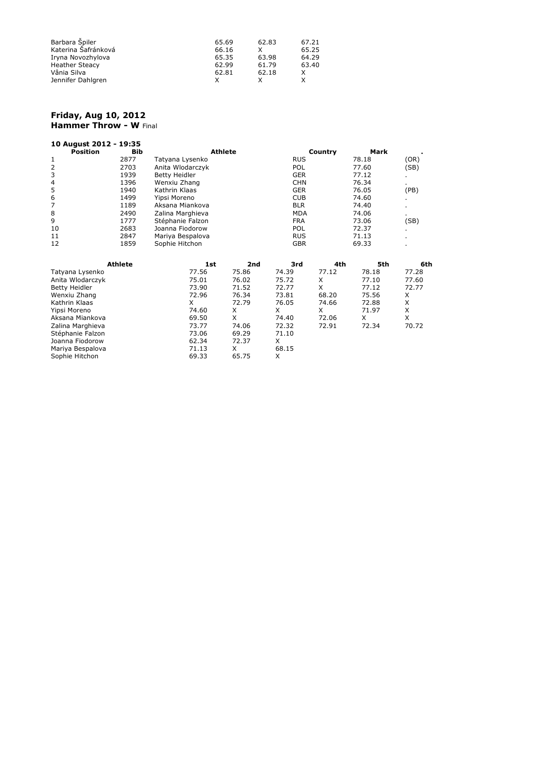| | | | |
|---|---|---|---|
| Barbara Špiler | 65.69 | 62.83 | 67.21 |
| Katerina Šafránková | 66.16 | X | 65.25 |
| Iryna Novozhylova | 65.35 | 63.98 | 64.29 |
| Heather Steacy | 62.99 | 61.79 | 63.40 |
| Vânia Silva | 62.81 | 62.18 | X |
| Jennifer Dahlgren | X | X | X |

**Friday, Aug 10, 2012**
**Hammer Throw - W** Final

**10 August 2012 - 19:35**

| Position | Bib | Athlete | Country | Mark | . |
|---|---|---|---|---|---|
| 1 | 2877 | Tatyana Lysenko | RUS | 78.18 | (OR) |
| 2 | 2703 | Anita Wlodarczyk | POL | 77.60 | (SB) |
| 3 | 1939 | Betty Heidler | GER | 77.12 | . |
| 4 | 1396 | Wenxiu Zhang | CHN | 76.34 | . |
| 5 | 1940 | Kathrin Klaas | GER | 76.05 | (PB) |
| 6 | 1499 | Yipsi Moreno | CUB | 74.60 | . |
| 7 | 1189 | Aksana Miankova | BLR | 74.40 | . |
| 8 | 2490 | Zalina Marghieva | MDA | 74.06 | . |
| 9 | 1777 | Stéphanie Falzon | FRA | 73.06 | (SB) |
| 10 | 2683 | Joanna Fiodorow | POL | 72.37 | . |
| 11 | 2847 | Mariya Bespalova | RUS | 71.13 | . |
| 12 | 1859 | Sophie Hitchon | GBR | 69.33 | . |

| Athlete | 1st | 2nd | 3rd | 4th | 5th | 6th |
|---|---|---|---|---|---|---|
| Tatyana Lysenko | 77.56 | 75.86 | 74.39 | 77.12 | 78.18 | 77.28 |
| Anita Wlodarczyk | 75.01 | 76.02 | 75.72 | X | 77.10 | 77.60 |
| Betty Heidler | 73.90 | 71.52 | 72.77 | X | 77.12 | 72.77 |
| Wenxiu Zhang | 72.96 | 76.34 | 73.81 | 68.20 | 75.56 | X |
| Kathrin Klaas | X | 72.79 | 76.05 | 74.66 | 72.88 | X |
| Yipsi Moreno | 74.60 | X | X | X | 71.97 | X |
| Aksana Miankova | 69.50 | X | 74.40 | 72.06 | X | X |
| Zalina Marghieva | 73.77 | 74.06 | 72.32 | 72.91 | 72.34 | 70.72 |
| Stéphanie Falzon | 73.06 | 69.29 | 71.10 | | | |
| Joanna Fiodorow | 62.34 | 72.37 | X | | | |
| Mariya Bespalova | 71.13 | X | 68.15 | | | |
| Sophie Hitchon | 69.33 | 65.75 | X | | | |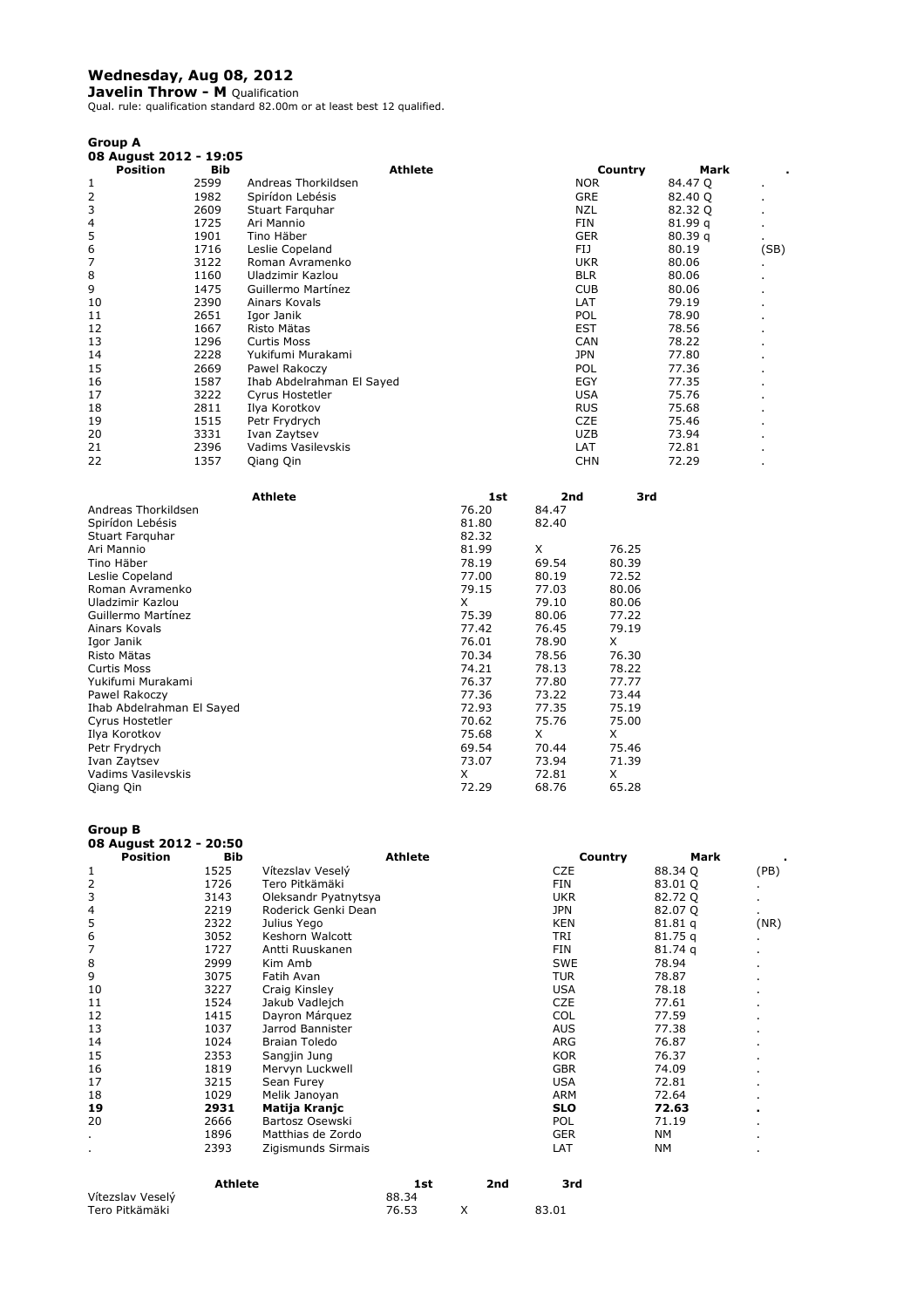# Wednesday, Aug 08, 2012

**Javelin Throw - M** Qualification

Qual. rule: qualification standard 82.00m or at least best 12 qualified.

## Group A

**08 August 2012 - 19:05**

| Position | Bib | Athlete | Country | Mark | . |
|---|---|---|---|---|---|
| 1 | 2599 | Andreas Thorkildsen | NOR | 84.47 Q | . |
| 2 | 1982 | Spirídon Lebésis | GRE | 82.40 Q | . |
| 3 | 2609 | Stuart Farquhar | NZL | 82.32 Q | . |
| 4 | 1725 | Ari Mannio | FIN | 81.99 q | . |
| 5 | 1901 | Tino Häber | GER | 80.39 q | . |
| 6 | 1716 | Leslie Copeland | FIJ | 80.19 | (SB) |
| 7 | 3122 | Roman Avramenko | UKR | 80.06 | . |
| 8 | 1160 | Uladzimir Kazlou | BLR | 80.06 | . |
| 9 | 1475 | Guillermo Martínez | CUB | 80.06 | . |
| 10 | 2390 | Ainars Kovals | LAT | 79.19 | . |
| 11 | 2651 | Igor Janik | POL | 78.90 | . |
| 12 | 1667 | Risto Mätas | EST | 78.56 | . |
| 13 | 1296 | Curtis Moss | CAN | 78.22 | . |
| 14 | 2228 | Yukifumi Murakami | JPN | 77.80 | . |
| 15 | 2669 | Pawel Rakoczy | POL | 77.36 | . |
| 16 | 1587 | Ihab Abdelrahman El Sayed | EGY | 77.35 | . |
| 17 | 3222 | Cyrus Hostetler | USA | 75.76 | . |
| 18 | 2811 | Ilya Korotkov | RUS | 75.68 | . |
| 19 | 1515 | Petr Frydrych | CZE | 75.46 | . |
| 20 | 3331 | Ivan Zaytsev | UZB | 73.94 | . |
| 21 | 2396 | Vadims Vasilevskis | LAT | 72.81 | . |
| 22 | 1357 | Qiang Qin | CHN | 72.29 | . |

| Athlete | 1st | 2nd | 3rd |
|---|---|---|---|
| Andreas Thorkildsen | 76.20 | 84.47 | |
| Spirídon Lebésis | 81.80 | 82.40 | |
| Stuart Farquhar | 82.32 | | |
| Ari Mannio | 81.99 | X | 76.25 |
| Tino Häber | 78.19 | 69.54 | 80.39 |
| Leslie Copeland | 77.00 | 80.19 | 72.52 |
| Roman Avramenko | 79.15 | 77.03 | 80.06 |
| Uladzimir Kazlou | X | 79.10 | 80.06 |
| Guillermo Martínez | 75.39 | 80.06 | 77.22 |
| Ainars Kovals | 77.42 | 76.45 | 79.19 |
| Igor Janik | 76.01 | 78.90 | X |
| Risto Mätas | 70.34 | 78.56 | 76.30 |
| Curtis Moss | 74.21 | 78.13 | 78.22 |
| Yukifumi Murakami | 76.37 | 77.80 | 77.77 |
| Pawel Rakoczy | 77.36 | 73.22 | 73.44 |
| Ihab Abdelrahman El Sayed | 72.93 | 77.35 | 75.19 |
| Cyrus Hostetler | 70.62 | 75.76 | 75.00 |
| Ilya Korotkov | 75.68 | X | X |
| Petr Frydrych | 69.54 | 70.44 | 75.46 |
| Ivan Zaytsev | 73.07 | 73.94 | 71.39 |
| Vadims Vasilevskis | X | 72.81 | X |
| Qiang Qin | 72.29 | 68.76 | 65.28 |

## Group B

**08 August 2012 - 20:50**

| Position | Bib | Athlete | Country | Mark | . |
|---|---|---|---|---|---|
| 1 | 1525 | Vítezslav Veselý | CZE | 88.34 Q | (PB) |
| 2 | 1726 | Tero Pitkämäki | FIN | 83.01 Q | . |
| 3 | 3143 | Oleksandr Pyatnytsya | UKR | 82.72 Q | . |
| 4 | 2219 | Roderick Genki Dean | JPN | 82.07 Q | . |
| 5 | 2322 | Julius Yego | KEN | 81.81 q | (NR) |
| 6 | 3052 | Keshorn Walcott | TRI | 81.75 q | . |
| 7 | 1727 | Antti Ruuskanen | FIN | 81.74 q | . |
| 8 | 2999 | Kim Amb | SWE | 78.94 | . |
| 9 | 3075 | Fatih Avan | TUR | 78.87 | . |
| 10 | 3227 | Craig Kinsley | USA | 78.18 | . |
| 11 | 1524 | Jakub Vadlejch | CZE | 77.61 | . |
| 12 | 1415 | Dayron Márquez | COL | 77.59 | . |
| 13 | 1037 | Jarrod Bannister | AUS | 77.38 | . |
| 14 | 1024 | Braian Toledo | ARG | 76.87 | . |
| 15 | 2353 | Sangjin Jung | KOR | 76.37 | . |
| 16 | 1819 | Mervyn Luckwell | GBR | 74.09 | . |
| 17 | 3215 | Sean Furey | USA | 72.81 | . |
| 18 | 1029 | Melik Janoyan | ARM | 72.64 | . |
| **19** | **2931** | **Matija Kranjc** | **SLO** | **72.63** | **.** |
| 20 | 2666 | Bartosz Osewski | POL | 71.19 | . |
| . | 1896 | Matthias de Zordo | GER | NM | . |
| . | 2393 | Zigismunds Sirmais | LAT | NM | . |

| Athlete | 1st | 2nd | 3rd |
|---|---|---|---|
| Vítezslav Veselý | 88.34 | | |
| Tero Pitkämäki | 76.53 | X | 83.01 |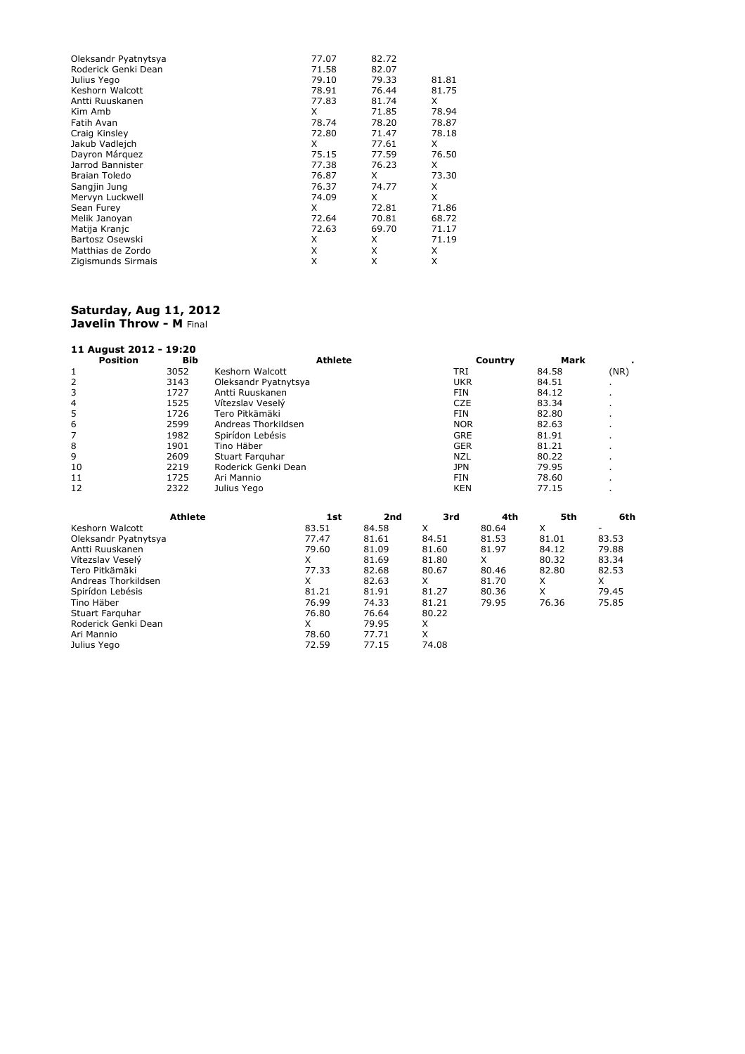| Athlete | | | |
|---|---|---|---|
| Oleksandr Pyatnytsya | 77.07 | 82.72 | |
| Roderick Genki Dean | 71.58 | 82.07 | |
| Julius Yego | 79.10 | 79.33 | 81.81 |
| Keshorn Walcott | 78.91 | 76.44 | 81.75 |
| Antti Ruuskanen | 77.83 | 81.74 | X |
| Kim Amb | X | 71.85 | 78.94 |
| Fatih Avan | 78.74 | 78.20 | 78.87 |
| Craig Kinsley | 72.80 | 71.47 | 78.18 |
| Jakub Vadlejch | X | 77.61 | X |
| Dayron Márquez | 75.15 | 77.59 | 76.50 |
| Jarrod Bannister | 77.38 | 76.23 | X |
| Braian Toledo | 76.87 | X | 73.30 |
| Sangjin Jung | 76.37 | 74.77 | X |
| Mervyn Luckwell | 74.09 | X | X |
| Sean Furey | X | 72.81 | 71.86 |
| Melik Janoyan | 72.64 | 70.81 | 68.72 |
| Matija Kranjc | 72.63 | 69.70 | 71.17 |
| Bartosz Osewski | X | X | 71.19 |
| Matthias de Zordo | X | X | X |
| Zigismunds Sirmais | X | X | X |

## Saturday, Aug 11, 2012
### Javelin Throw - M Final

**11 August 2012 - 19:20**

| Position | Bib | Athlete | Country | Mark | . |
|---|---|---|---|---|---|
| 1 | 3052 | Keshorn Walcott | TRI | 84.58 | (NR) |
| 2 | 3143 | Oleksandr Pyatnytsya | UKR | 84.51 | . |
| 3 | 1727 | Antti Ruuskanen | FIN | 84.12 | . |
| 4 | 1525 | Vítezslav Veselý | CZE | 83.34 | . |
| 5 | 1726 | Tero Pitkämäki | FIN | 82.80 | . |
| 6 | 2599 | Andreas Thorkildsen | NOR | 82.63 | . |
| 7 | 1982 | Spirídon Lebésis | GRE | 81.91 | . |
| 8 | 1901 | Tino Häber | GER | 81.21 | . |
| 9 | 2609 | Stuart Farquhar | NZL | 80.22 | . |
| 10 | 2219 | Roderick Genki Dean | JPN | 79.95 | . |
| 11 | 1725 | Ari Mannio | FIN | 78.60 | . |
| 12 | 2322 | Julius Yego | KEN | 77.15 | . |

| Athlete | 1st | 2nd | 3rd | 4th | 5th | 6th |
|---|---|---|---|---|---|---|
| Keshorn Walcott | 83.51 | 84.58 | X | 80.64 | X | - |
| Oleksandr Pyatnytsya | 77.47 | 81.61 | 84.51 | 81.53 | 81.01 | 83.53 |
| Antti Ruuskanen | 79.60 | 81.09 | 81.60 | 81.97 | 84.12 | 79.88 |
| Vítezslav Veselý | X | 81.69 | 81.80 | X | 80.32 | 83.34 |
| Tero Pitkämäki | 77.33 | 82.68 | 80.67 | 80.46 | 82.80 | 82.53 |
| Andreas Thorkildsen | X | 82.63 | X | 81.70 | X | X |
| Spirídon Lebésis | 81.21 | 81.91 | 81.27 | 80.36 | X | 79.45 |
| Tino Häber | 76.99 | 74.33 | 81.21 | 79.95 | 76.36 | 75.85 |
| Stuart Farquhar | 76.80 | 76.64 | 80.22 | | | |
| Roderick Genki Dean | X | 79.95 | X | | | |
| Ari Mannio | 78.60 | 77.71 | X | | | |
| Julius Yego | 72.59 | 77.15 | 74.08 | | | |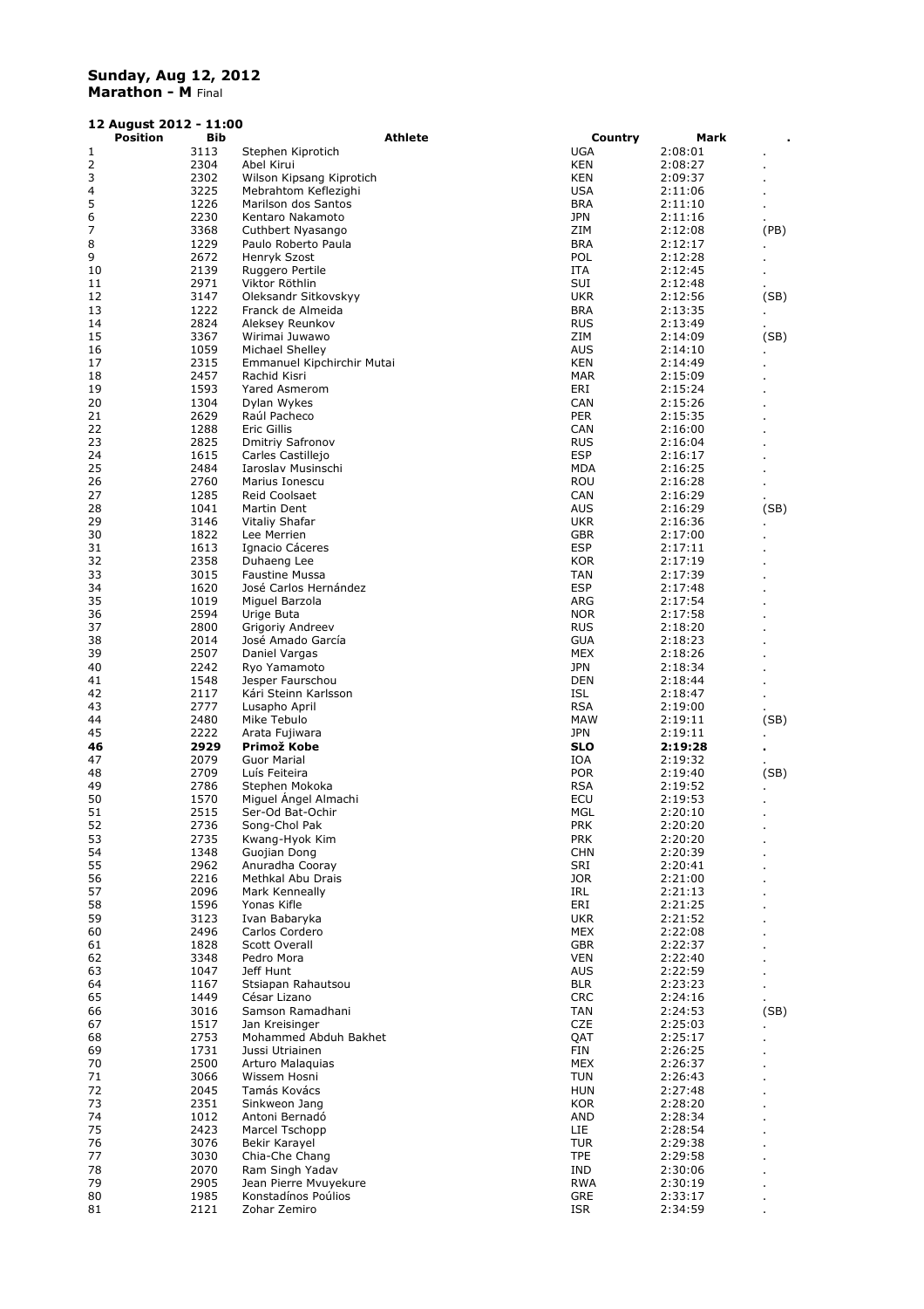**Sunday, Aug 12, 2012**
**Marathon - M** Final

**12 August 2012 - 11:00**

| Position | Bib | Athlete | Country | Mark | . |
|---|---|---|---|---|---|
| 1 | 3113 | Stephen Kiprotich | UGA | 2:08:01 | . |
| 2 | 2304 | Abel Kirui | KEN | 2:08:27 | . |
| 3 | 2302 | Wilson Kipsang Kiprotich | KEN | 2:09:37 | . |
| 4 | 3225 | Mebrahtom Keflezighi | USA | 2:11:06 | . |
| 5 | 1226 | Marilson dos Santos | BRA | 2:11:10 | . |
| 6 | 2230 | Kentaro Nakamoto | JPN | 2:11:16 | . |
| 7 | 3368 | Cuthbert Nyasango | ZIM | 2:12:08 | (PB) |
| 8 | 1229 | Paulo Roberto Paula | BRA | 2:12:17 | . |
| 9 | 2672 | Henryk Szost | POL | 2:12:28 | . |
| 10 | 2139 | Ruggero Pertile | ITA | 2:12:45 | . |
| 11 | 2971 | Viktor Röthlin | SUI | 2:12:48 | . |
| 12 | 3147 | Oleksandr Sitkovskyy | UKR | 2:12:56 | (SB) |
| 13 | 1222 | Franck de Almeida | BRA | 2:13:35 | . |
| 14 | 2824 | Aleksey Reunkov | RUS | 2:13:49 | . |
| 15 | 3367 | Wirimai Juwawo | ZIM | 2:14:09 | (SB) |
| 16 | 1059 | Michael Shelley | AUS | 2:14:10 | . |
| 17 | 2315 | Emmanuel Kipchirchir Mutai | KEN | 2:14:49 | . |
| 18 | 2457 | Rachid Kisri | MAR | 2:15:09 | . |
| 19 | 1593 | Yared Asmerom | ERI | 2:15:24 | . |
| 20 | 1304 | Dylan Wykes | CAN | 2:15:26 | . |
| 21 | 2629 | Raúl Pacheco | PER | 2:15:35 | . |
| 22 | 1288 | Eric Gillis | CAN | 2:16:00 | . |
| 23 | 2825 | Dmitriy Safronov | RUS | 2:16:04 | . |
| 24 | 1615 | Carles Castillejo | ESP | 2:16:17 | . |
| 25 | 2484 | Iaroslav Musinschi | MDA | 2:16:25 | . |
| 26 | 2760 | Marius Ionescu | ROU | 2:16:28 | . |
| 27 | 1285 | Reid Coolsaet | CAN | 2:16:29 | . |
| 28 | 1041 | Martin Dent | AUS | 2:16:29 | (SB) |
| 29 | 3146 | Vitaliy Shafar | UKR | 2:16:36 | . |
| 30 | 1822 | Lee Merrien | GBR | 2:17:00 | . |
| 31 | 1613 | Ignacio Cáceres | ESP | 2:17:11 | . |
| 32 | 2358 | Duhaeng Lee | KOR | 2:17:19 | . |
| 33 | 3015 | Faustine Mussa | TAN | 2:17:39 | . |
| 34 | 1620 | José Carlos Hernández | ESP | 2:17:48 | . |
| 35 | 1019 | Miguel Barzola | ARG | 2:17:54 | . |
| 36 | 2594 | Urige Buta | NOR | 2:17:58 | . |
| 37 | 2800 | Grigoriy Andreev | RUS | 2:18:20 | . |
| 38 | 2014 | José Amado García | GUA | 2:18:23 | . |
| 39 | 2507 | Daniel Vargas | MEX | 2:18:26 | . |
| 40 | 2242 | Ryo Yamamoto | JPN | 2:18:34 | . |
| 41 | 1548 | Jesper Faurschou | DEN | 2:18:44 | . |
| 42 | 2117 | Kári Steinn Karlsson | ISL | 2:18:47 | . |
| 43 | 2777 | Lusapho April | RSA | 2:19:00 | . |
| 44 | 2480 | Mike Tebulo | MAW | 2:19:11 | (SB) |
| 45 | 2222 | Arata Fujiwara | JPN | 2:19:11 | . |
| **46** | **2929** | **Primož Kobe** | **SLO** | **2:19:28** | **.** |
| 47 | 2079 | Guor Marial | IOA | 2:19:32 | . |
| 48 | 2709 | Luís Feiteira | POR | 2:19:40 | (SB) |
| 49 | 2786 | Stephen Mokoka | RSA | 2:19:52 | . |
| 50 | 1570 | Miguel Ángel Almachi | ECU | 2:19:53 | . |
| 51 | 2515 | Ser-Od Bat-Ochir | MGL | 2:20:10 | . |
| 52 | 2736 | Song-Chol Pak | PRK | 2:20:20 | . |
| 53 | 2735 | Kwang-Hyok Kim | PRK | 2:20:20 | . |
| 54 | 1348 | Guojian Dong | CHN | 2:20:39 | . |
| 55 | 2962 | Anuradha Cooray | SRI | 2:20:41 | . |
| 56 | 2216 | Methkal Abu Drais | JOR | 2:21:00 | . |
| 57 | 2096 | Mark Kenneally | IRL | 2:21:13 | . |
| 58 | 1596 | Yonas Kifle | ERI | 2:21:25 | . |
| 59 | 3123 | Ivan Babaryka | UKR | 2:21:52 | . |
| 60 | 2496 | Carlos Cordero | MEX | 2:22:08 | . |
| 61 | 1828 | Scott Overall | GBR | 2:22:37 | . |
| 62 | 3348 | Pedro Mora | VEN | 2:22:40 | . |
| 63 | 1047 | Jeff Hunt | AUS | 2:22:59 | . |
| 64 | 1167 | Stsiapan Rahautsou | BLR | 2:23:23 | . |
| 65 | 1449 | César Lizano | CRC | 2:24:16 | . |
| 66 | 3016 | Samson Ramadhani | TAN | 2:24:53 | (SB) |
| 67 | 1517 | Jan Kreisinger | CZE | 2:25:03 | . |
| 68 | 2753 | Mohammed Abduh Bakhet | QAT | 2:25:17 | . |
| 69 | 1731 | Jussi Utriainen | FIN | 2:26:25 | . |
| 70 | 2500 | Arturo Malaquias | MEX | 2:26:37 | . |
| 71 | 3066 | Wissem Hosni | TUN | 2:26:43 | . |
| 72 | 2045 | Tamás Kovács | HUN | 2:27:48 | . |
| 73 | 2351 | Sinkweon Jang | KOR | 2:28:20 | . |
| 74 | 1012 | Antoni Bernadó | AND | 2:28:34 | . |
| 75 | 2423 | Marcel Tschopp | LIE | 2:28:54 | . |
| 76 | 3076 | Bekir Karayel | TUR | 2:29:38 | . |
| 77 | 3030 | Chia-Che Chang | TPE | 2:29:58 | . |
| 78 | 2070 | Ram Singh Yadav | IND | 2:30:06 | . |
| 79 | 2905 | Jean Pierre Mvuyekure | RWA | 2:30:19 | . |
| 80 | 1985 | Konstadínos Poúlios | GRE | 2:33:17 | . |
| 81 | 2121 | Zohar Zemiro | ISR | 2:34:59 | . |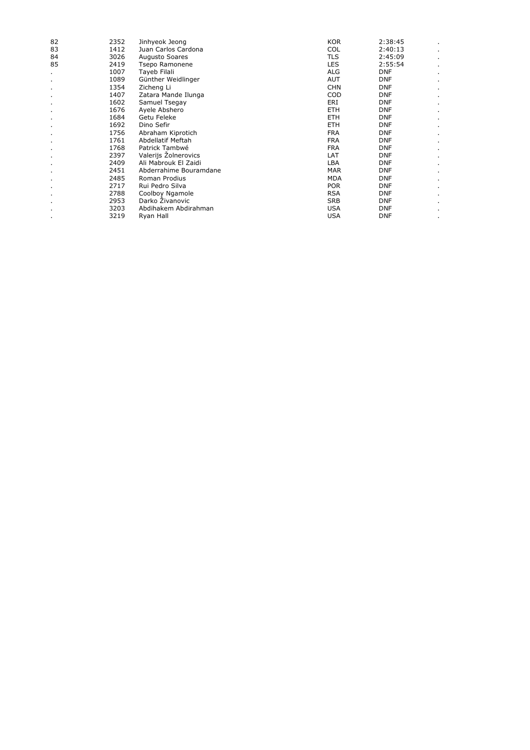| | | | | | |
|---|---|---|---|---|---|
| 82 | 2352 | Jinhyeok Jeong | KOR | 2:38:45 | . |
| 83 | 1412 | Juan Carlos Cardona | COL | 2:40:13 | . |
| 84 | 3026 | Augusto Soares | TLS | 2:45:09 | . |
| 85 | 2419 | Tsepo Ramonene | LES | 2:55:54 | . |
| . | 1007 | Tayeb Filali | ALG | DNF | . |
| . | 1089 | Günther Weidlinger | AUT | DNF | . |
| . | 1354 | Zicheng Li | CHN | DNF | . |
| . | 1407 | Zatara Mande Ilunga | COD | DNF | . |
| . | 1602 | Samuel Tsegay | ERI | DNF | . |
| . | 1676 | Ayele Abshero | ETH | DNF | . |
| . | 1684 | Getu Feleke | ETH | DNF | . |
| . | 1692 | Dino Sefir | ETH | DNF | . |
| . | 1756 | Abraham Kiprotich | FRA | DNF | . |
| . | 1761 | Abdellatif Meftah | FRA | DNF | . |
| . | 1768 | Patrick Tambwé | FRA | DNF | . |
| . | 2397 | Valerijs Žolnerovics | LAT | DNF | . |
| . | 2409 | Ali Mabrouk El Zaidi | LBA | DNF | . |
| . | 2451 | Abderrahime Bouramdane | MAR | DNF | . |
| . | 2485 | Roman Prodius | MDA | DNF | . |
| . | 2717 | Rui Pedro Silva | POR | DNF | . |
| . | 2788 | Coolboy Ngamole | RSA | DNF | . |
| . | 2953 | Darko Živanovic | SRB | DNF | . |
| . | 3203 | Abdihakem Abdirahman | USA | DNF | . |
| . | 3219 | Ryan Hall | USA | DNF | . |